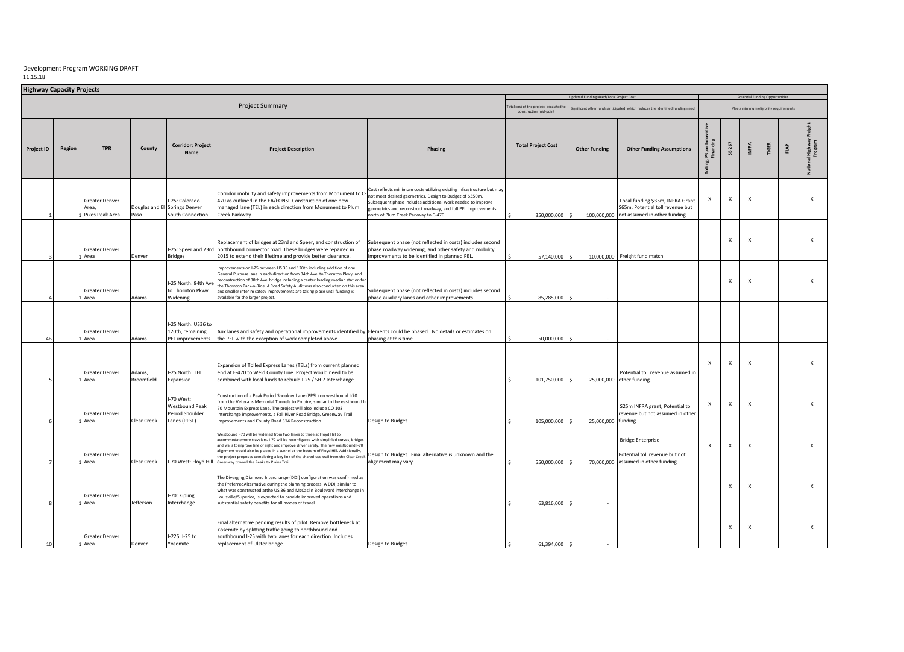Development Program WORKING DRAFT
11.15.18

## Highway Capacity Projects

| Project Summary | | | | | | | Updated Funding Need/Total Project Cost | | | Potential Funding Opportunities | | | | | |
|---|---|---|---|---|---|---|---|---|---|---|---|---|---|---|---|
| | | | | | | | Total cost of the project, escalated to construction mid-point | Significant other funds anticipated, which reduces the identified funding need | | Meets minimum eligibility requirements | | | | | |
| Project ID | Region | TPR | County | Corridor: Project Name | Project Description | Phasing | Total Project Cost | Other Funding | Other Funding Assumptions | Tolling, P3, or Innovative Financing | SB 267 | INFRA | TIGER | FLAP | National Highway Freight Program |
| 1 | 1 | Greater Denver Area, Pikes Peak Area | Douglas and El Paso | I-25: Colorado Springs Denver South Connection | Corridor mobility and safety improvements from Monument to C-470 as outlined in the EA/FONSI. Construction of one new managed lane (TEL) in each direction from Monument to Plum Creek Parkway. | Cost reflects minimum costs utilizing existing infrastructure but may not meet desired geometrics. Design to Budget of $350m. Subsequent phase includes additional work needed to improve geometrics and reconstruct roadway, and full PEL improvements north of Plum Creek Parkway to C-470. | $ 350,000,000 | $ 100,000,000 | Local funding $35m, INFRA Grant $65m. Potential toll revenue but not assumed in other funding. | X | X | X | | | X |
| 3 | 1 | Greater Denver Area | Denver | I-25: Speer and 23rd Bridges | Replacement of bridges at 23rd and Speer, and construction of northbound connector road. These bridges were repaired in 2015 to extend their lifetime and provide better clearance. | Subsequent phase (not reflected in costs) includes second phase roadway widening, and other safety and mobility improvements to be identified in planned PEL. | $ 57,140,000 | $ 10,000,000 | Freight fund match | | X | X | | | X |
| 4 | 1 | Greater Denver Area | Adams | I-25 North: 84th Ave to Thornton Pkwy Widening | Improvements on I-25 between US 36 and 120th including addition of one General Purpose lane in each direction from 84th Ave. to Thornton Pkwy. and reconstruction of 88th Ave. bridge including a center loading median station for the Thornton Park-n-Ride. A Road Safety Audit was also conducted on this area and smaller interim safety improvements are taking place until funding is available for the larger project. | Subsequent phase (not reflected in costs) includes second phase auxiliary lanes and other improvements. | $ 85,285,000 | $ - | | | X | X | | | X |
| 4B | 1 | Greater Denver Area | Adams | I-25 North: US36 to 120th, remaining PEL improvements | Aux lanes and safety and operational improvements identified by the PEL with the exception of work completed above. | Elements could be phased. No details or estimates on phasing at this time. | $ 50,000,000 | $ - | | | | | | | |
| 5 | 1 | Greater Denver Area | Adams, Broomfield | I-25 North: TEL Expansion | Expansion of Tolled Express Lanes (TELs) from current planned end at E-470 to Weld County Line. Project would need to be combined with local funds to rebuild I-25 / SH 7 Interchange. | | $ 101,750,000 | $ 25,000,000 | Potential toll revenue assumed in other funding. | X | X | X | | | X |
| 6 | 1 | Greater Denver Area | Clear Creek | I-70 West: Westbound Peak Period Shoulder Lanes (PPSL) | Construction of a Peak Period Shoulder Lane (PPSL) on westbound I-70 from the Veterans Memorial Tunnels to Empire, similar to the eastbound I-70 Mountain Express Lane. The project will also include CO 103 interchange improvements, a Fall River Road Bridge, Greenway Trail improvements and County Road 314 Reconstruction. | Design to Budget | $ 105,000,000 | $ 25,000,000 | $25m INFRA grant, Potential toll revenue but not assumed in other funding. | X | X | X | | | X |
| 7 | 1 | Greater Denver Area | Clear Creek | I-70 West: Floyd Hill | Westbound I-70 will be widened from two lanes to three at Floyd Hill to accommodatemore travelers. I-70 will be reconfigured with simplified curves, bridges and walls toimprove line of sight and improve driver safety. The new westbound I-70 alignment would also be placed in a tunnel at the bottom of Floyd Hill. Additionally, the project proposes completing a key link of the shared-use trail from the Clear Creek Greenway toward the Peaks to Plains Trail. | Design to Budget. Final alternative is unknown and the alignment may vary. | $ 550,000,000 | $ 70,000,000 | Bridge Enterprise<br><br>Potential toll revenue but not assumed in other funding. | X | X | X | | | X |
| 8 | 1 | Greater Denver Area | Jefferson | I-70: Kipling Interchange | The Diverging Diamond Interchange (DDI) configuration was confirmed as the PreferredAlternative during the planning process. A DDI, similar to what was constructed atthe US 36 and McCaslin Boulevard interchange in Louisville/Superior, is expected to provide improved operations and substantial safety benefits for all modes of travel. | | $ 63,816,000 | $ - | | | X | X | | | X |
| 10 | 1 | Greater Denver Area | Denver | I-225: I-25 to Yosemite | Final alternative pending results of pilot. Remove bottleneck at Yosemite by splitting traffic going to northbound and southbound I-25 with two lanes for each direction. Includes replacement of Ulster bridge. | Design to Budget | $ 61,394,000 | $ - | | | X | X | | | X |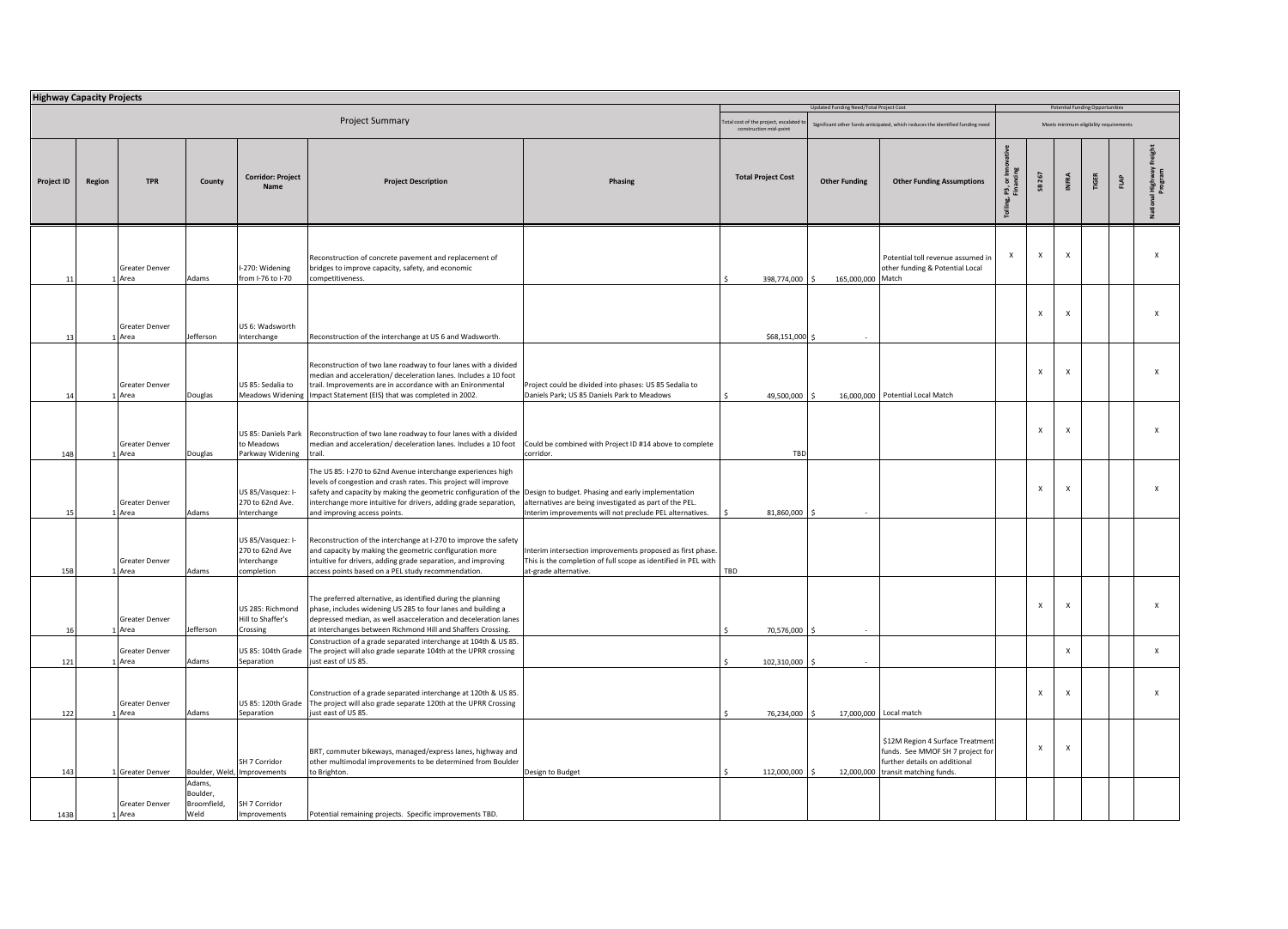## Highway Capacity Projects

| Project Summary | | | | | | | Total cost of the project, escalated to construction mid-point | Updated Funding Need/Total Project Cost | | Potential Funding Opportunities | | | | | |
|---|---|---|---|---|---|---|---|---|---|---|---|---|---|---|---|
| | | | | | | | | Significant other funds anticipated, which reduces the identified funding need | | Meets minimum eligibility requirements | | | | | |
| **Project ID** | **Region** | **TPR** | **County** | **Corridor: Project Name** | **Project Description** | **Phasing** | **Total Project Cost** | **Other Funding** | **Other Funding Assumptions** | **Tolling, P3, or Innovative Financing** | **SB 267** | **INFRA** | **TIGER** | **FLAP** | **National Highway Freight Program** |
| 11 | 1 | Greater Denver Area | Adams | I-270: Widening from I-76 to I-70 | Reconstruction of concrete pavement and replacement of bridges to improve capacity, safety, and economic competitiveness. | | $ 398,774,000 | $ 165,000,000 | Potential toll revenue assumed in other funding & Potential Local Match | X | X | X | | | X |
| 13 | 1 | Greater Denver Area | Jefferson | US 6: Wadsworth Interchange | Reconstruction of the interchange at US 6 and Wadsworth. | | $68,151,000 | $ - | | | X | X | | | X |
| 14 | 1 | Greater Denver Area | Douglas | US 85: Sedalia to Meadows Widening | Reconstruction of two lane roadway to four lanes with a divided median and acceleration/ deceleration lanes. Includes a 10 foot trail. Improvements are in accordance with an Enironmental Impact Statement (EIS) that was completed in 2002. | Project could be divided into phases: US 85 Sedalia to Daniels Park; US 85 Daniels Park to Meadows | $ 49,500,000 | $ 16,000,000 | Potential Local Match | | X | X | | | X |
| 14B | 1 | Greater Denver Area | Douglas | US 85: Daniels Park to Meadows Parkway Widening | Reconstruction of two lane roadway to four lanes with a divided median and acceleration/ deceleration lanes. Includes a 10 foot trail. | Could be combined with Project ID #14 above to complete corridor. | TBD | | | | X | X | | | X |
| 15 | 1 | Greater Denver Area | Adams | US 85/Vasquez: I-270 to 62nd Ave. Interchange | The US 85: I-270 to 62nd Avenue interchange experiences high levels of congestion and crash rates. This project will improve safety and capacity by making the geometric configuration of the interchange more intuitive for drivers, adding grade separation, and improving access points. | Design to budget. Phasing and early implementation alternatives are being investigated as part of the PEL. Interim improvements will not preclude PEL alternatives. | $ 81,860,000 | $ - | | | X | X | | | X |
| 15B | 1 | Greater Denver Area | Adams | US 85/Vasquez: I-270 to 62nd Ave Interchange completion | Reconstruction of the interchange at I-270 to improve the safety and capacity by making the geometric configuration more intuitive for drivers, adding grade separation, and improving access points based on a PEL study recommendation. | Interim intersection improvements proposed as first phase. This is the completion of full scope as identified in PEL with at-grade alternative. | TBD | | | | | | | | |
| 16 | 1 | Greater Denver Area | Jefferson | US 285: Richmond Hill to Shaffer's Crossing | The preferred alternative, as identified during the planning phase, includes widening US 285 to four lanes and building a depressed median, as well asacceleration and deceleration lanes at interchanges between Richmond Hill and Shaffers Crossing. | | $ 70,576,000 | $ - | | | X | X | | | X |
| 121 | 1 | Greater Denver Area | Adams | US 85: 104th Grade Separation | Construction of a grade separated interchange at 104th & US 85. The project will also grade separate 104th at the UPRR crossing just east of US 85. | | $ 102,310,000 | $ - | | | | X | | | X |
| 122 | 1 | Greater Denver Area | Adams | US 85: 120th Grade Separation | Construction of a grade separated interchange at 120th & US 85. The project will also grade separate 120th at the UPRR Crossing just east of US 85. | | $ 76,234,000 | $ 17,000,000 | Local match | | X | X | | | X |
| 143 | 1 | Greater Denver | Boulder, Weld, | SH 7 Corridor Improvements | BRT, commuter bikeways, managed/express lanes, highway and other multimodal improvements to be determined from Boulder to Brighton. | Design to Budget | $ 112,000,000 | $ 12,000,000 | $12M Region 4 Surface Treatment funds. See MMOF SH 7 project for further details on additional transit matching funds. | | X | X | | | |
| 143B | 1 | Greater Denver Area | Adams, Boulder, Broomfield, Weld | SH 7 Corridor Improvements | Potential remaining projects. Specific improvements TBD. | | | | | | | | | | |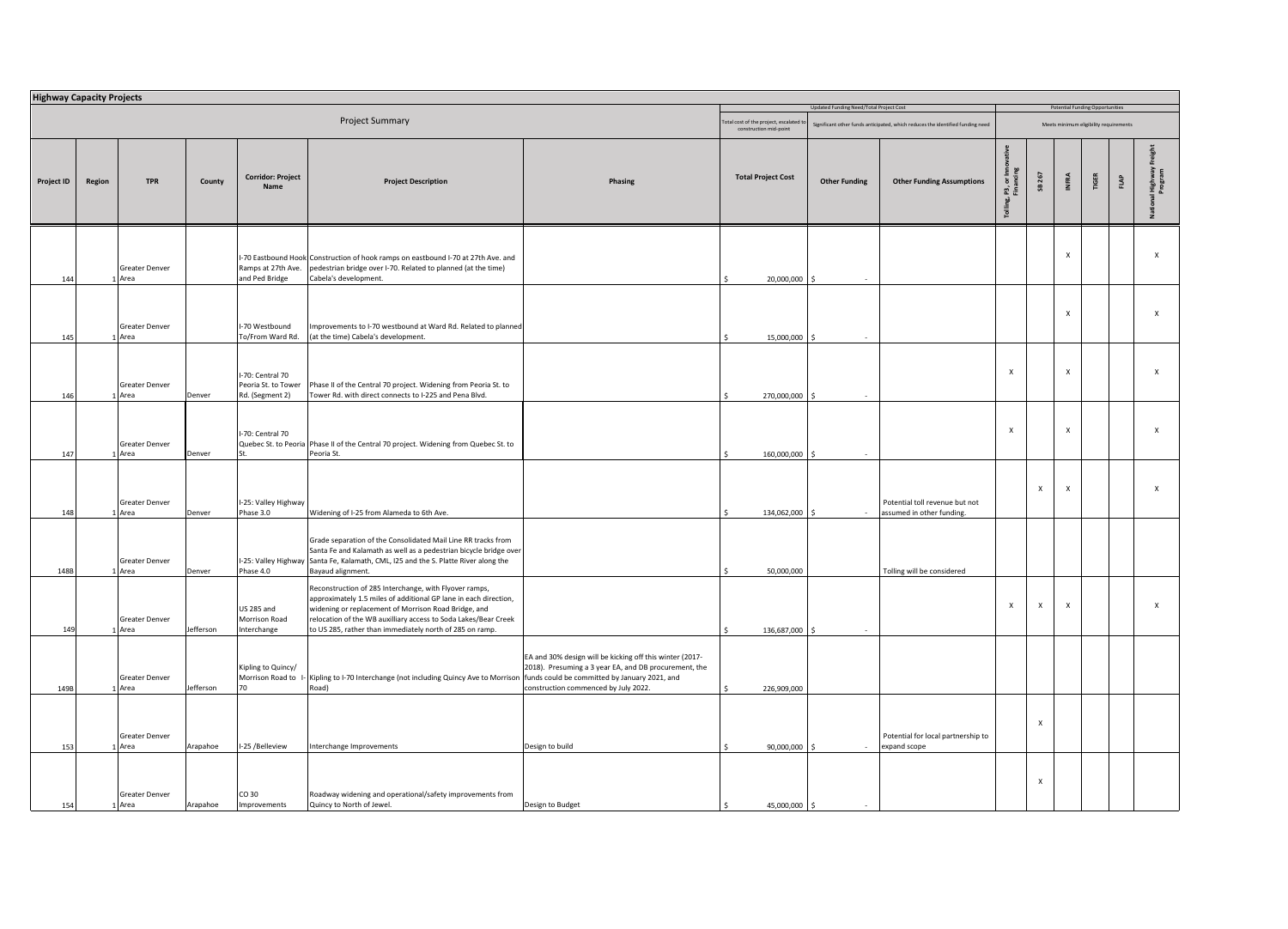# Highway Capacity Projects

| Project Summary | | | | | | | Updated Funding Need/Total Project Cost | | | Potential Funding Opportunities | | | | | |
|---|---|---|---|---|---|---|---|---|---|---|---|---|---|---|---|
| | | | | | | | Total cost of the project, escalated to construction mid-point | Significant other funds anticipated, which reduces the identified funding need | | Meets minimum eligibility requirements | | | | | |
| Project ID | Region | TPR | County | Corridor: Project Name | Project Description | Phasing | Total Project Cost | Other Funding | Other Funding Assumptions | Tolling, P3, or Innovative Financing | SB 267 | INFRA | TIGER | FLAP | National Highway Freight Program |
| 144 | 1 | Greater Denver Area | | I-70 Eastbound Hook Ramps at 27th Ave. and Ped Bridge | Construction of hook ramps on eastbound I-70 at 27th Ave. and pedestrian bridge over I-70. Related to planned (at the time) Cabela's development. | | $ 20,000,000 | $ - | | | | X | | | X |
| 145 | 1 | Greater Denver Area | | I-70 Westbound To/From Ward Rd. | Improvements to I-70 westbound at Ward Rd. Related to planned (at the time) Cabela's development. | | $ 15,000,000 | $ - | | | | X | | | X |
| 146 | 1 | Greater Denver Area | Denver | I-70: Central 70 Peoria St. to Tower Rd. (Segment 2) | Phase II of the Central 70 project. Widening from Peoria St. to Tower Rd. with direct connects to I-225 and Pena Blvd. | | $ 270,000,000 | $ - | | X | | X | | | X |
| 147 | 1 | Greater Denver Area | Denver | I-70: Central 70 Quebec St. to Peoria St. | Phase II of the Central 70 project. Widening from Quebec St. to Peoria St. | | $ 160,000,000 | $ - | | X | | X | | | X |
| 148 | 1 | Greater Denver Area | Denver | I-25: Valley Highway Phase 3.0 | Widening of I-25 from Alameda to 6th Ave. | | $ 134,062,000 | $ - | Potential toll revenue but not assumed in other funding. | | X | X | | | X |
| 148B | 1 | Greater Denver Area | Denver | I-25: Valley Highway Phase 4.0 | Grade separation of the Consolidated Mail Line RR tracks from Santa Fe and Kalamath as well as a pedestrian bicycle bridge over Santa Fe, Kalamath, CML, I25 and the S. Platte River along the Bayaud alignment. | | $ 50,000,000 | | Tolling will be considered | | | | | | |
| 149 | 1 | Greater Denver Area | Jefferson | US 285 and Morrison Road Interchange | Reconstruction of 285 Interchange, with Flyover ramps, approximately 1.5 miles of additional GP lane in each direction, widening or replacement of Morrison Road Bridge, and relocation of the WB auxilliary access to Soda Lakes/Bear Creek to US 285, rather than immediately north of 285 on ramp. | | $ 136,687,000 | $ - | | X | X | X | | | X |
| 149B | 1 | Greater Denver Area | Jefferson | Kipling to Quincy/ Morrison Road to I-70 | Kipling to I-70 Interchange (not including Quincy Ave to Morrison Road) | EA and 30% design will be kicking off this winter (2017-2018). Presuming a 3 year EA, and DB procurement, the funds could be committed by January 2021, and construction commenced by July 2022. | $ 226,909,000 | | | | | | | | |
| 153 | 1 | Greater Denver Area | Arapahoe | I-25 /Belleview | Interchange Improvements | Design to build | $ 90,000,000 | $ - | Potential for local partnership to expand scope | | X | | | | |
| 154 | 1 | Greater Denver Area | Arapahoe | CO 30 Improvements | Roadway widening and operational/safety improvements from Quincy to North of Jewel. | Design to Budget | $ 45,000,000 | $ - | | | X | | | | |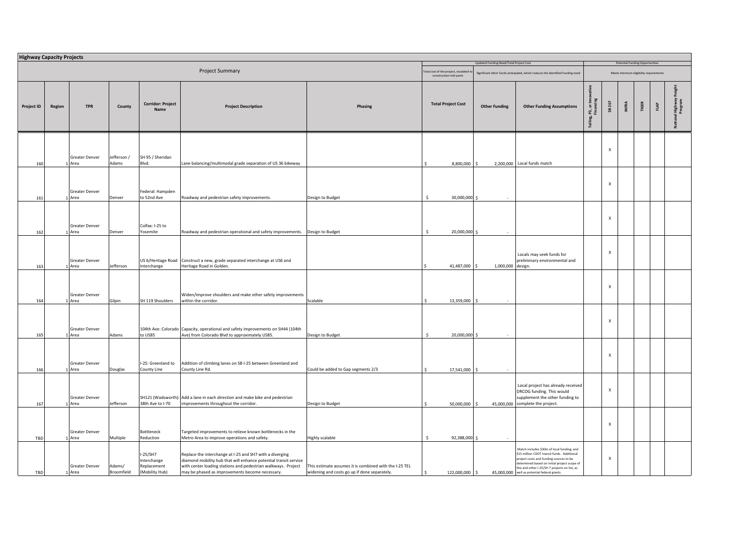## Highway Capacity Projects

| Project Summary | | | | | | | Updated Funding Need/Total Project Cost | | | Potential Funding Opportunities | | | | | |
|---|---|---|---|---|---|---|---|---|---|---|---|---|---|---|---|
| | | | | | | | Total cost of the project, escalated to construction mid-point | Significant other funds anticipated, which reduces the identified funding need | | Meets minimum eligibility requirements | | | | | |
| Project ID | Region | TPR | County | Corridor: Project Name | Project Description | Phasing | Total Project Cost | Other Funding | Other Funding Assumptions | Tolling, P3, or Innovative Financing | SB 267 | INFRA | TIGER | FLAP | National Highway Freight Program |
| 160 | 1 | Greater Denver Area | Jefferson / Adams | SH 95 / Sheridan Blvd. | Lane balancing/multimodal grade separation of US 36 bikeway | | $ 8,800,000 | $ 2,200,000 | Local funds match | | X | | | | |
| 161 | 1 | Greater Denver Area | Denver | Federal: Hampden to 52nd Ave | Roadway and pedestrian safety improvements. | Design to Budget | $ 30,000,000 | $ - | | | X | | | | |
| 162 | 1 | Greater Denver Area | Denver | Colfax: I-25 to Yosemite | Roadway and pedestrian operational and safety improvements. | Design to Budget | $ 20,000,000 | $ - | | | X | | | | |
| 163 | 1 | Greater Denver Area | Jefferson | US 6/Heritage Road Interchange | Construct a new, grade separated interchange at US6 and Heritage Road in Golden. | | $ 41,487,000 | $ 1,000,000 | Locals may seek funds for preliminary environmental and design. | | X | | | | |
| 164 | 1 | Greater Denver Area | Gilpin | SH 119 Shoulders | Widen/improve shoulders and make other safety improvements within the corridor. | Scalable | $ 13,359,000 | $ - | | | X | | | | |
| 165 | 1 | Greater Denver Area | Adams | 104th Ave: Colorado to US85 | Capacity, operational and safety improvements on SH44 (104th Ave) from Colorado Blvd to approximately US85. | Design to Budget | $ 20,000,000 | $ - | | | X | | | | |
| 166 | 1 | Greater Denver Area | Douglas | I-25: Greenland to County Line | Addition of climbing lanes on SB I-25 between Greenland and County Line Rd. | Could be added to Gap segments 2/3 | $ 17,541,000 | $ - | | | X | | | | |
| 167 | 1 | Greater Denver Area | Jefferson | SH121 (Wadsworth): 38th Ave to I-70 | Add a lane in each direction and make bike and pedestrian improvements throughout the corridor. | Design to Budget | $ 50,000,000 | $ 45,000,000 | Local project has already received DRCOG funding. This would supplement the other funding to complete the project. | | X | | | | |
| TBD | 1 | Greater Denver Area | Multiple | Bottleneck Reduction | Targeted improvements to relieve known bottlenecks in the Metro Area to improve operations and safety. | Highly scalable | $ 92,388,000 | $ - | | | X | | | | |
| TBD | 1 | Greater Denver Area | Adams/ Broomfield | I-25/SH7 Interchange Replacement (Mobility Hub) | Replace the interchange at I-25 and SH7 with a diverging diamond mobility hub that will enhance potential transit service with center loading stations and pedestrian walkways. Project may be phased as improvements become necessary. | This estimate assumes it is combined with the I-25 TEL widening and costs go up if done separately. | $ 122,000,000 | $ 45,000,000 | Match includes $30m of local funding, and $15 million CDOT transit funds. Additional project costs and funding sources to be determined based on initial project scope of this and other I-25/SH 7 projects on list, as well as potential federal grants. | | X | | | | |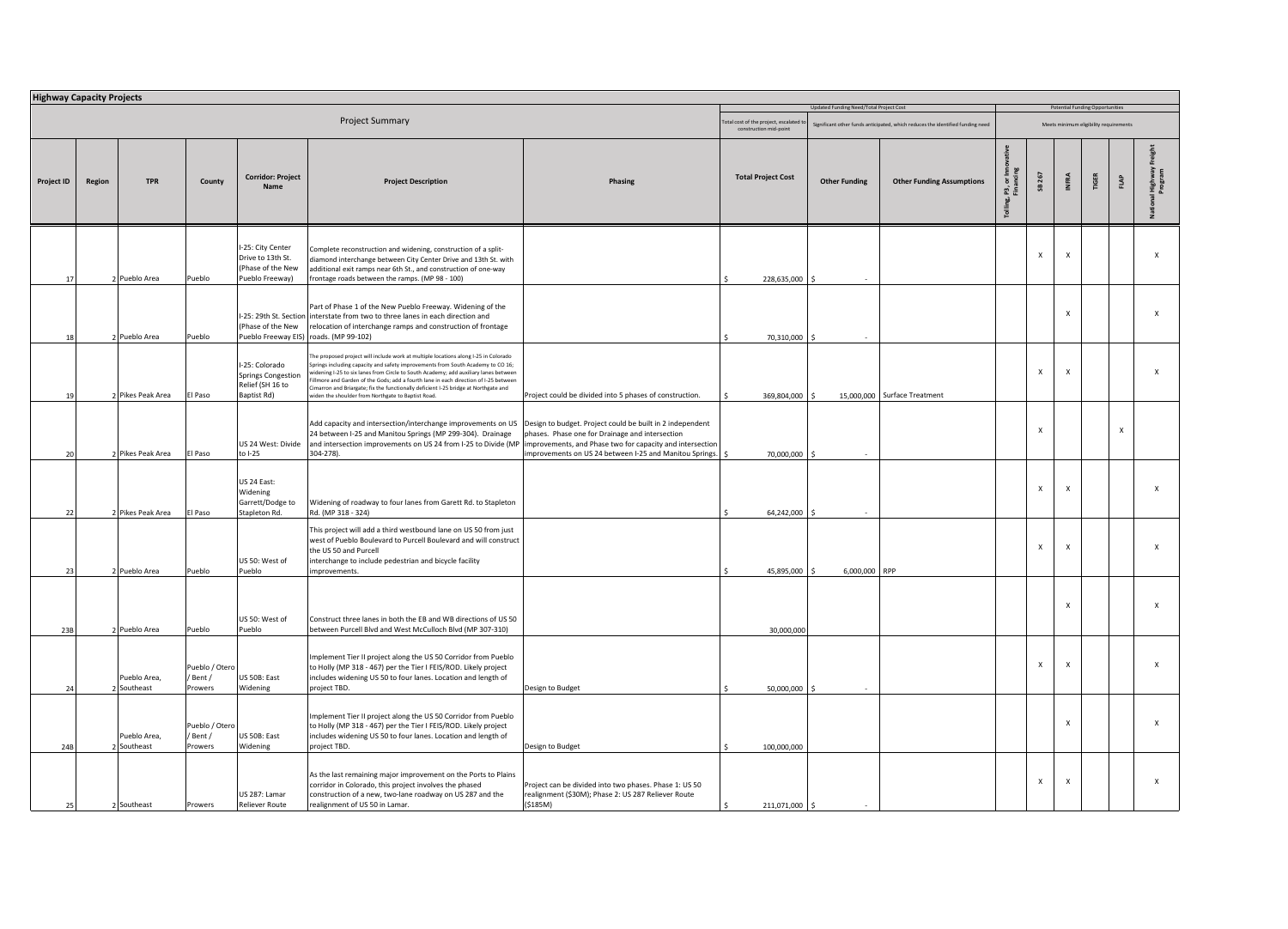## Highway Capacity Projects

| Project Summary | | | | | | | Total cost of the project, escalated to construction mid-point | Updated Funding Need/Total Project Cost | | Potential Funding Opportunities | | | | | |
|---|---|---|---|---|---|---|---|---|---|---|---|---|---|---|---|
| | | | | | | | | Significant other funds anticipated, which reduces the identified funding need | | Meets minimum eligibility requirements | | | | | |
| **Project ID** | **Region** | **TPR** | **County** | **Corridor: Project Name** | **Project Description** | **Phasing** | **Total Project Cost** | **Other Funding** | **Other Funding Assumptions** | **Tolling, P3, or Innovative Financing** | **SB 267** | **INFRA** | **TIGER** | **FLAP** | **National Highway Freight Program** |
| 17 | 2 | Pueblo Area | Pueblo | I-25: City Center Drive to 13th St. (Phase of the New Pueblo Freeway) | Complete reconstruction and widening, construction of a split-diamond interchange between City Center Drive and 13th St. with additional exit ramps near 6th St., and construction of one-way frontage roads between the ramps. (MP 98 - 100) | | $ 228,635,000 | $ - | | | X | X | | | X |
| 18 | 2 | Pueblo Area | Pueblo | I-25: 29th St. Section (Phase of the New Pueblo Freeway EIS) | Part of Phase 1 of the New Pueblo Freeway. Widening of the interstate from two to three lanes in each direction and relocation of interchange ramps and construction of frontage roads. (MP 99-102) | | $ 70,310,000 | $ - | | | | X | | | X |
| 19 | 2 | Pikes Peak Area | El Paso | I-25: Colorado Springs Congestion Relief (SH 16 to Baptist Rd) | The proposed project will include work at multiple locations along I-25 in Colorado Springs including capacity and safety improvements from South Academy to CO 16; widening I-25 to six lanes from Circle to South Academy; add auxiliary lanes between Fillmore and Garden of the Gods; add a fourth lane in each direction of I-25 between Cimarron and Briargate; fix the functionally deficient I-25 bridge at Northgate and widen the shoulder from Northgate to Baptist Road. | Project could be divided into 5 phases of construction. | $ 369,804,000 | $ 15,000,000 | Surface Treatment | | X | X | | | X |
| 20 | 2 | Pikes Peak Area | El Paso | US 24 West: Divide to I-25 | Add capacity and intersection/interchange improvements on US 24 between I-25 and Manitou Springs (MP 299-304). Drainage and intersection improvements on US 24 from I-25 to Divide (MP 304-278). | Design to budget. Project could be built in 2 independent phases. Phase one for Drainage and intersection improvements, and Phase two for capacity and intersection improvements on US 24 between I-25 and Manitou Springs. | $ 70,000,000 | $ - | | | X | | | X | |
| 22 | 2 | Pikes Peak Area | El Paso | US 24 East: Widening Garrett/Dodge to Stapleton Rd. | Widening of roadway to four lanes from Garett Rd. to Stapleton Rd. (MP 318 - 324) | | $ 64,242,000 | $ - | | | X | X | | | X |
| 23 | 2 | Pueblo Area | Pueblo | US 50: West of Pueblo | This project will add a third westbound lane on US 50 from just west of Pueblo Boulevard to Purcell Boulevard and will construct the US 50 and Purcell interchange to include pedestrian and bicycle facility improvements. | | $ 45,895,000 | $ 6,000,000 | RPP | | X | X | | | X |
| 23B | 2 | Pueblo Area | Pueblo | US 50: West of Pueblo | Construct three lanes in both the EB and WB directions of US 50 between Purcell Blvd and West McCulloch Blvd (MP 307-310) | | 30,000,000 | | | | | X | | | X |
| 24 | 2 | Pueblo Area, Southeast | Pueblo / Otero / Bent / Prowers | US 50B: East Widening | Implement Tier II project along the US 50 Corridor from Pueblo to Holly (MP 318 - 467) per the Tier I FEIS/ROD. Likely project includes widening US 50 to four lanes. Location and length of project TBD. | Design to Budget | $ 50,000,000 | $ - | | | X | X | | | X |
| 24B | 2 | Pueblo Area, Southeast | Pueblo / Otero / Bent / Prowers | US 50B: East Widening | Implement Tier II project along the US 50 Corridor from Pueblo to Holly (MP 318 - 467) per the Tier I FEIS/ROD. Likely project includes widening US 50 to four lanes. Location and length of project TBD. | Design to Budget | $ 100,000,000 | | | | | X | | | X |
| 25 | 2 | Southeast | Prowers | US 287: Lamar Reliever Route | As the last remaining major improvement on the Ports to Plains corridor in Colorado, this project involves the phased construction of a new, two-lane roadway on US 287 and the realignment of US 50 in Lamar. | Project can be divided into two phases. Phase 1: US 50 realignment ($30M); Phase 2: US 287 Reliever Route ($185M) | $ 211,071,000 | $ - | | | X | X | | | X |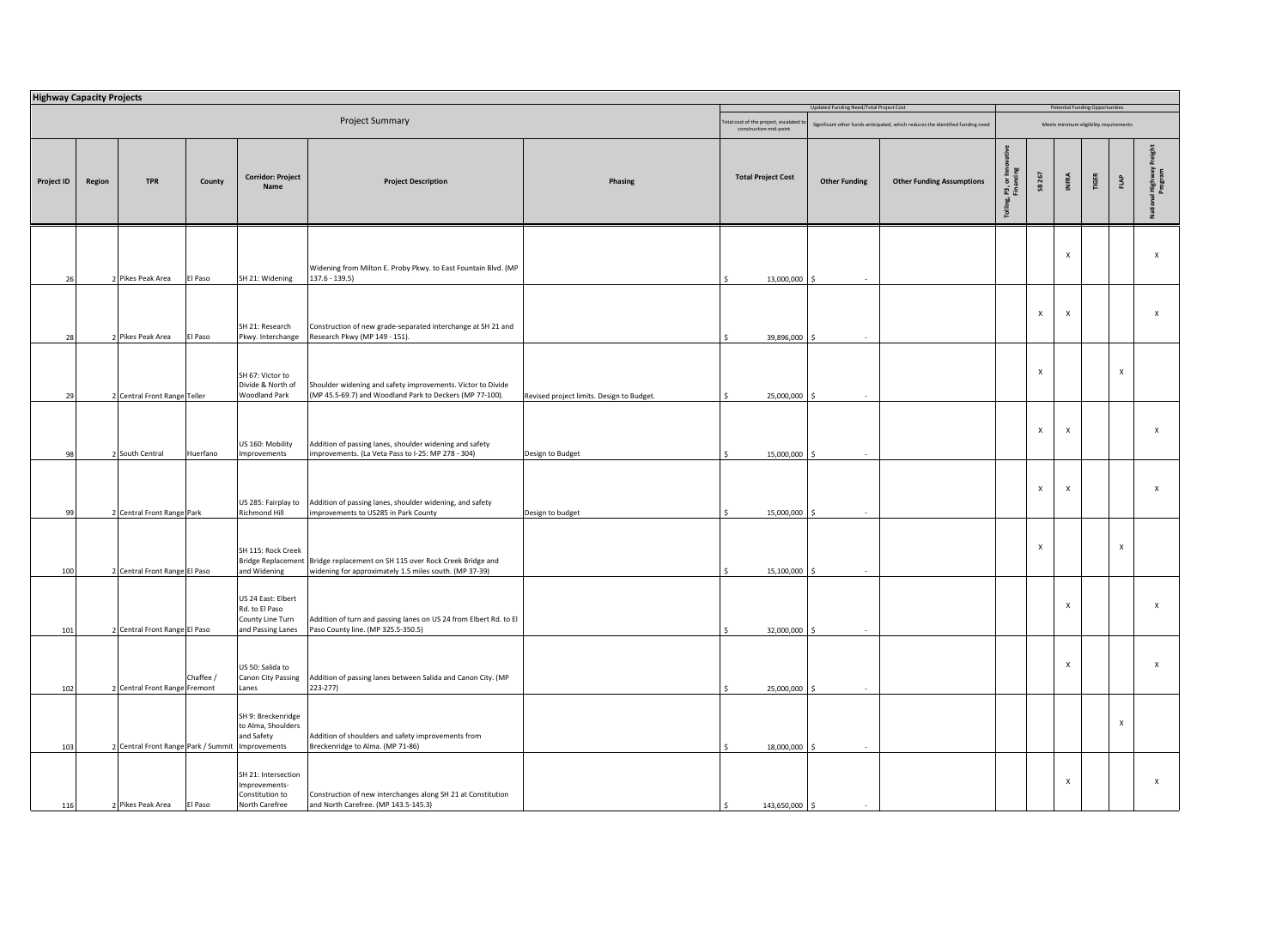## Highway Capacity Projects

| Project Summary | | | | | | | Total cost of the project, escalated to construction mid-point | Updated Funding Need/Total Project Cost — Significant other funds anticipated, which reduces the identified funding need | | Potential Funding Opportunities — Meets minimum eligibility requirements | | | | | |
|---|---|---|---|---|---|---|---|---|---|---|---|---|---|---|---|
| **Project ID** | **Region** | **TPR** | **County** | **Corridor: Project Name** | **Project Description** | **Phasing** | **Total Project Cost** | **Other Funding** | **Other Funding Assumptions** | **Tolling, P3, or Innovative Financing** | **SB 267** | **INFRA** | **TIGER** | **FLAP** | **National Highway Freight Program** |
| 26 | 2 | Pikes Peak Area | El Paso | SH 21: Widening | Widening from Milton E. Proby Pkwy. to East Fountain Blvd. (MP 137.6 - 139.5) | | $ 13,000,000 | $ - | | | | X | | | X |
| 28 | 2 | Pikes Peak Area | El Paso | SH 21: Research Pkwy. Interchange | Construction of new grade-separated interchange at SH 21 and Research Pkwy (MP 149 - 151). | | $ 39,896,000 | $ - | | | X | X | | | X |
| 29 | 2 | Central Front Range | Teller | SH 67: Victor to Divide & North of Woodland Park | Shoulder widening and safety improvements. Victor to Divide (MP 45.5-69.7) and Woodland Park to Deckers (MP 77-100). | Revised project limits. Design to Budget. | $ 25,000,000 | $ - | | | X | | | X | |
| 98 | 2 | South Central | Huerfano | US 160: Mobility Improvements | Addition of passing lanes, shoulder widening and safety improvements. (La Veta Pass to I-25: MP 278 - 304) | Design to Budget | $ 15,000,000 | $ - | | | X | X | | | X |
| 99 | 2 | Central Front Range | Park | US 285: Fairplay to Richmond Hill | Addition of passing lanes, shoulder widening, and safety improvements to US285 in Park County | Design to budget | $ 15,000,000 | $ - | | | X | X | | | X |
| 100 | 2 | Central Front Range | El Paso | SH 115: Rock Creek Bridge Replacement and Widening | Bridge replacement on SH 115 over Rock Creek Bridge and widening for approximately 1.5 miles south. (MP 37-39) | | $ 15,100,000 | $ - | | | X | | | X | |
| 101 | 2 | Central Front Range | El Paso | US 24 East: Elbert Rd. to El Paso County Line Turn and Passing Lanes | Addition of turn and passing lanes on US 24 from Elbert Rd. to El Paso County line. (MP 325.5-350.5) | | $ 32,000,000 | $ - | | | | X | | | X |
| 102 | 2 | Central Front Range | Chaffee / Fremont | US 50: Salida to Canon City Passing Lanes | Addition of passing lanes between Salida and Canon City. (MP 223-277) | | $ 25,000,000 | $ - | | | | X | | | X |
| 103 | 2 | Central Front Range | Park / Summit | SH 9: Breckenridge to Alma, Shoulders and Safety Improvements | Addition of shoulders and safety improvements from Breckenridge to Alma. (MP 71-86) | | $ 18,000,000 | $ - | | | | | | X | |
| 116 | 2 | Pikes Peak Area | El Paso | SH 21: Intersection Improvements- Constitution to North Carefree | Construction of new interchanges along SH 21 at Constitution and North Carefree. (MP 143.5-145.3) | | $ 143,650,000 | $ - | | | | X | | | X |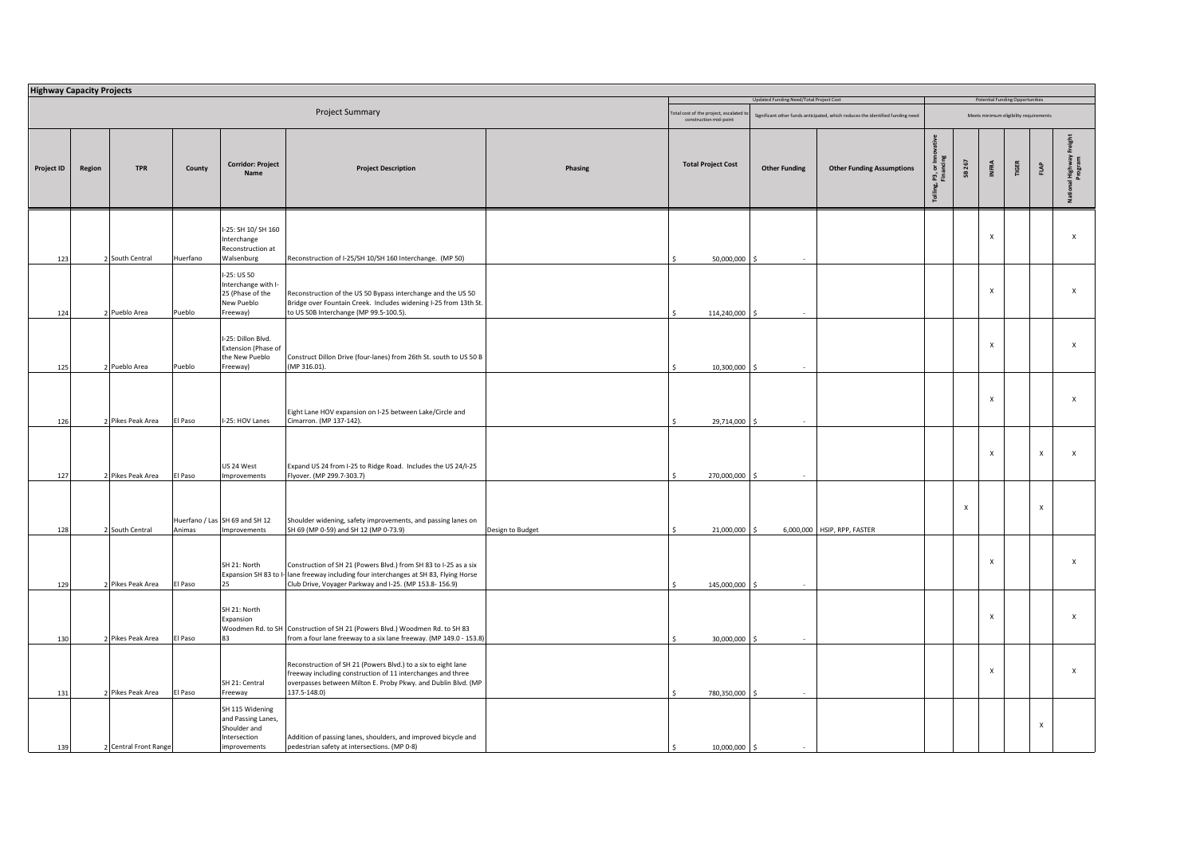## Highway Capacity Projects

| Project Summary | | | | | | | Total cost of the project, escalated to construction mid-point | Updated Funding Need/Total Project Cost<br>Significant other funds anticipated, which reduces the identified funding need | | Potential Funding Opportunities<br>Meets minimum eligibility requirements | | | | | |
|---|---|---|---|---|---|---|---|---|---|---|---|---|---|---|---|
| **Project ID** | **Region** | **TPR** | **County** | **Corridor: Project Name** | **Project Description** | **Phasing** | **Total Project Cost** | **Other Funding** | **Other Funding Assumptions** | **Tolling, P3, or Innovative Financing** | **SB 267** | **INFRA** | **TIGER** | **FLAP** | **National Highway Freight Program** |
| 123 | 2 | South Central | Huerfano | I-25: SH 10/ SH 160 Interchange Reconstruction at Walsenburg | Reconstruction of I-25/SH 10/SH 160 Interchange. (MP 50) | | $ 50,000,000 | $ - | | | | X | | | X |
| 124 | 2 | Pueblo Area | Pueblo | I-25: US 50 Interchange with I-25 (Phase of the New Pueblo Freeway) | Reconstruction of the US 50 Bypass interchange and the US 50 Bridge over Fountain Creek. Includes widening I-25 from 13th St. to US 50B Interchange (MP 99.5-100.5). | | $ 114,240,000 | $ - | | | | X | | | X |
| 125 | 2 | Pueblo Area | Pueblo | I-25: Dillon Blvd. Extension (Phase of the New Pueblo Freeway) | Construct Dillon Drive (four-lanes) from 26th St. south to US 50 B (MP 316.01). | | $ 10,300,000 | $ - | | | | X | | | X |
| 126 | 2 | Pikes Peak Area | El Paso | I-25: HOV Lanes | Eight Lane HOV expansion on I-25 between Lake/Circle and Cimarron. (MP 137-142). | | $ 29,714,000 | $ - | | | | X | | | X |
| 127 | 2 | Pikes Peak Area | El Paso | US 24 West Improvements | Expand US 24 from I-25 to Ridge Road. Includes the US 24/I-25 Flyover. (MP 299.7-303.7) | | $ 270,000,000 | $ - | | | | X | | X | X |
| 128 | 2 | South Central | Huerfano / Las Animas | SH 69 and SH 12 Improvements | Shoulder widening, safety improvements, and passing lanes on SH 69 (MP 0-59) and SH 12 (MP 0-73.9) | Design to Budget | $ 21,000,000 | $ 6,000,000 | HSIP, RPP, FASTER | | X | | | X | |
| 129 | 2 | Pikes Peak Area | El Paso | SH 21: North Expansion SH 83 to I-25 | Construction of SH 21 (Powers Blvd.) from SH 83 to I-25 as a six lane freeway including four interchanges at SH 83, Flying Horse Club Drive, Voyager Parkway and I-25. (MP 153.8- 156.9) | | $ 145,000,000 | $ - | | | | X | | | X |
| 130 | 2 | Pikes Peak Area | El Paso | SH 21: North Expansion Woodmen Rd. to SH 83 | Construction of SH 21 (Powers Blvd.) Woodmen Rd. to SH 83 from a four lane freeway to a six lane freeway. (MP 149.0 - 153.8) | | $ 30,000,000 | $ - | | | | X | | | X |
| 131 | 2 | Pikes Peak Area | El Paso | SH 21: Central Freeway | Reconstruction of SH 21 (Powers Blvd.) to a six to eight lane freeway including construction of 11 interchanges and three overpasses between Milton E. Proby Pkwy. and Dublin Blvd. (MP 137.5-148.0) | | $ 780,350,000 | $ - | | | | X | | | X |
| 139 | 2 | Central Front Range | | SH 115 Widening and Passing Lanes, Shoulder and Intersection Improvements | Addition of passing lanes, shoulders, and improved bicycle and pedestrian safety at intersections. (MP 0-8) | | $ 10,000,000 | $ - | | | | | | X | |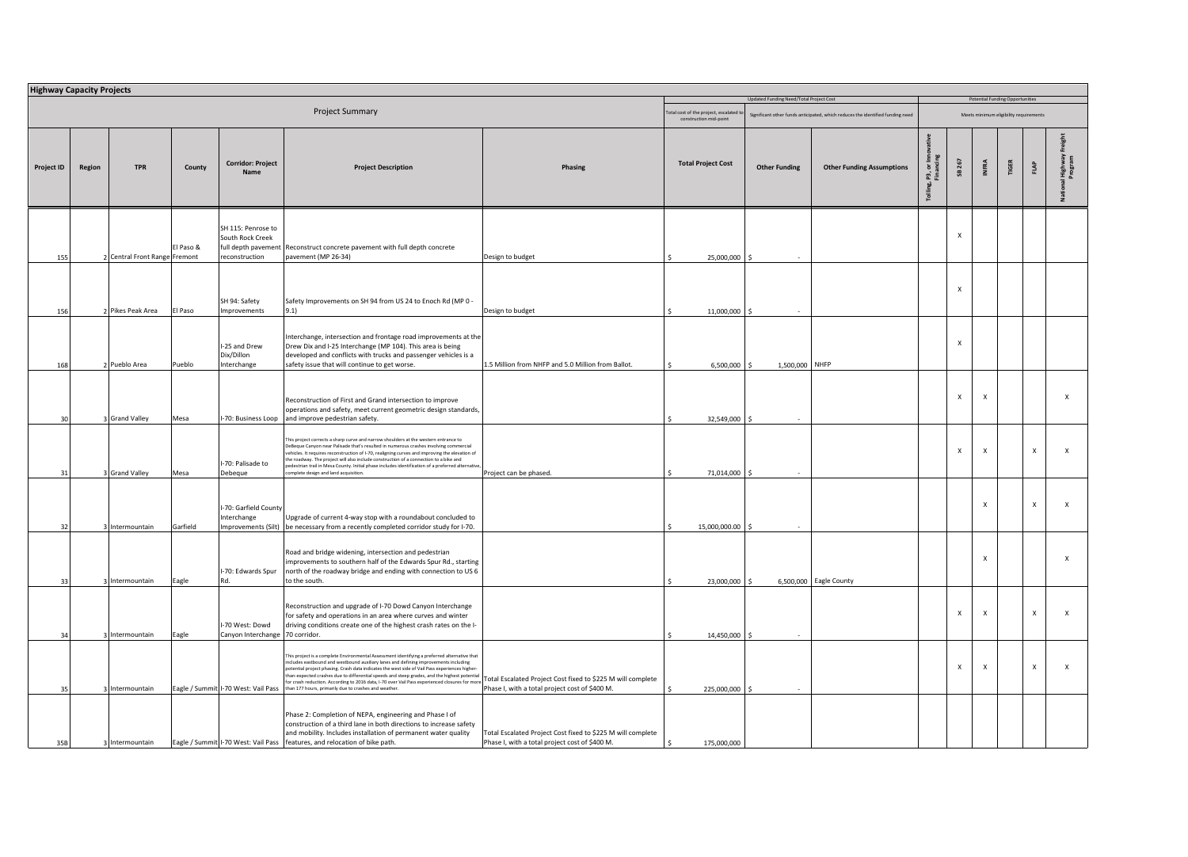## Highway Capacity Projects

| Project Summary | | | | | | | Total cost of the project, escalated to construction mid-point | Updated Funding Need/Total Project Cost — Significant other funds anticipated, which reduces the identified funding need | | Potential Funding Opportunities — Meets minimum eligibility requirements | | | | | |
|---|---|---|---|---|---|---|---|---|---|---|---|---|---|---|---|
| Project ID | Region | TPR | County | Corridor: Project Name | Project Description | Phasing | Total Project Cost | Other Funding | Other Funding Assumptions | Tolling, P3, or Innovative Financing | SB 267 | INFRA | TIGER | FLAP | National Highway Freight Program |
| 155 | 2 | Central Front Range | El Paso & Fremont | SH 115: Penrose to South Rock Creek full depth pavement reconstruction | Reconstruct concrete pavement with full depth concrete pavement (MP 26-34) | Design to budget | $ 25,000,000 | $ - | | | X | | | | |
| 156 | 2 | Pikes Peak Area | El Paso | SH 94: Safety Improvements | Safety Improvements on SH 94 from US 24 to Enoch Rd (MP 0 - 9.1) | Design to budget | $ 11,000,000 | $ - | | | X | | | | |
| 168 | 2 | Pueblo Area | Pueblo | I-25 and Drew Dix/Dillon Interchange | Interchange, intersection and frontage road improvements at the Drew Dix and I-25 Interchange (MP 104). This area is being developed and conflicts with trucks and passenger vehicles is a safety issue that will continue to get worse. | 1.5 Million from NHFP and 5.0 Million from Ballot. | $ 6,500,000 | $ 1,500,000 | NHFP | | X | | | | |
| 30 | 3 | Grand Valley | Mesa | I-70: Business Loop | Reconstruction of First and Grand intersection to improve operations and safety, meet current geometric design standards, and improve pedestrian safety. | | $ 32,549,000 | $ - | | | X | X | | | X |
| 31 | 3 | Grand Valley | Mesa | I-70: Palisade to Debeque | This project corrects a sharp curve and narrow shoulders at the western entrance to DeBeque Canyon near Palisade that's resulted in numerous crashes involving commercial vehicles. It requires reconstruction of I-70, realigning curves and improving the elevation of the roadway. The project will also include construction of a connection to a bike and pedestrian trail in Mesa County. Initial phase includes identification of a preferred alternative, complete design and land acquisition. | Project can be phased. | $ 71,014,000 | $ - | | | X | X | | X | X |
| 32 | 3 | Intermountain | Garfield | I-70: Garfield County Interchange Improvements (Silt) | Upgrade of current 4-way stop with a roundabout concluded to be necessary from a recently completed corridor study for I-70. | | $ 15,000,000.00 | $ - | | | | X | | X | X |
| 33 | 3 | Intermountain | Eagle | I-70: Edwards Spur Rd. | Road and bridge widening, intersection and pedestrian improvements to southern half of the Edwards Spur Rd., starting north of the roadway bridge and ending with connection to US 6 to the south. | | $ 23,000,000 | $ 6,500,000 | Eagle County | | | X | | | X |
| 34 | 3 | Intermountain | Eagle | I-70 West: Dowd Canyon Interchange | Reconstruction and upgrade of I-70 Dowd Canyon Interchange for safety and operations in an area where curves and winter driving conditions create one of the highest crash rates on the I-70 corridor. | | $ 14,450,000 | $ - | | | X | X | | X | X |
| 35 | 3 | Intermountain | Eagle / Summit | I-70 West: Vail Pass | This project is a complete Environmental Assessment identifying a preferred alternative that includes eastbound and westbound auxiliary lanes and defining improvements including potential project phasing. Crash data indicates the west side of Vail Pass experiences higher-than-expected crashes due to differential speeds and steep grades, and the highest potential for crash reduction. According to 2016 data, I-70 over Vail Pass experienced closures for more than 177 hours, primarily due to crashes and weather. | Total Escalated Project Cost fixed to $225 M will complete Phase I, with a total project cost of $400 M. | $ 225,000,000 | $ - | | | X | X | | X | X |
| 35B | 3 | Intermountain | Eagle / Summit | I-70 West: Vail Pass | Phase 2: Completion of NEPA, engineering and Phase I of construction of a third lane in both directions to increase safety and mobility. Includes installation of permanent water quality features, and relocation of bike path. | Total Escalated Project Cost fixed to $225 M will complete Phase I, with a total project cost of $400 M. | $ 175,000,000 | | | | | | | | |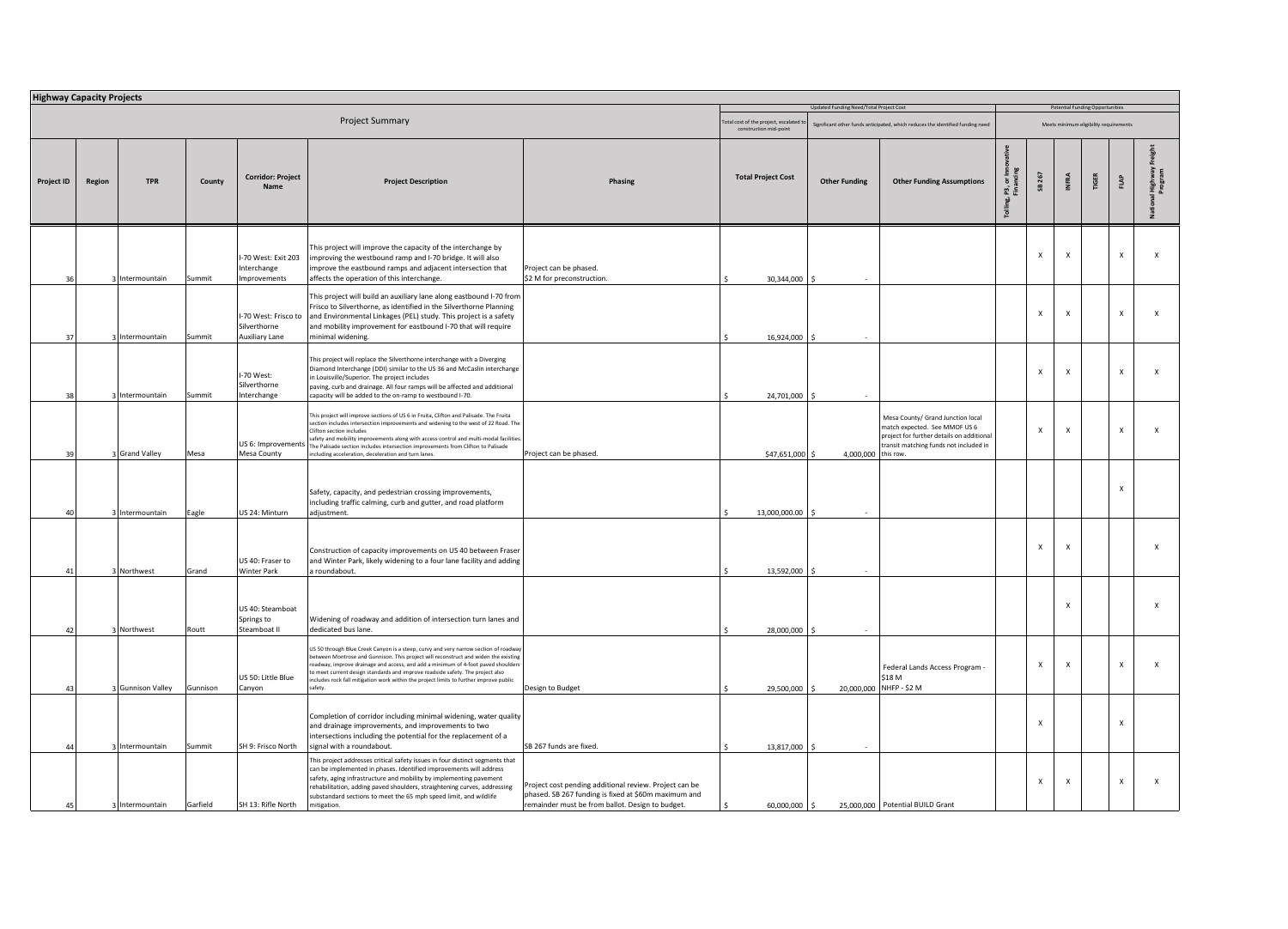## Highway Capacity Projects

| Project Summary | | | | | | | Total cost of the project, escalated to construction mid-point | Updated Funding Need/Total Project Cost — Significant other funds anticipated, which reduces the identified funding need | | Potential Funding Opportunities — Meets minimum eligibility requirements | | | | | |
|---|---|---|---|---|---|---|---|---|---|---|---|---|---|---|---|
| **Project ID** | **Region** | **TPR** | **County** | **Corridor: Project Name** | **Project Description** | **Phasing** | **Total Project Cost** | **Other Funding** | **Other Funding Assumptions** | **Tolling, P3, or Innovative Financing** | **SB 267** | **INFRA** | **TIGER** | **FLAP** | **National Highway Freight Program** |
| 36 | 3 | Intermountain | Summit | I-70 West: Exit 203 Interchange Improvements | This project will improve the capacity of the interchange by improving the westbound ramp and I-70 bridge. It will also improve the eastbound ramps and adjacent intersection that affects the operation of this interchange. | Project can be phased. $2 M for preconstruction. | $ 30,344,000 | $ - | | | X | X | | X | X |
| 37 | 3 | Intermountain | Summit | I-70 West: Frisco to Silverthorne Auxiliary Lane | This project will build an auxiliary lane along eastbound I-70 from Frisco to Silverthorne, as identified in the Silverthorne Planning and Environmental Linkages (PEL) study. This project is a safety and mobility improvement for eastbound I-70 that will require minimal widening. | | $ 16,924,000 | $ - | | | X | X | | X | X |
| 38 | 3 | Intermountain | Summit | I-70 West: Silverthorne Interchange | This project will replace the Silverthorne interchange with a Diverging Diamond Interchange (DDI) similar to the US 36 and McCaslin interchange in Louisville/Superior. The project includes paving, curb and drainage. All four ramps will be affected and additional capacity will be added to the on-ramp to westbound I-70. | | $ 24,701,000 | $ - | | | X | X | | X | X |
| 39 | 3 | Grand Valley | Mesa | US 6: Improvements Mesa County | This project will improve sections of US 6 in Fruita, Clifton and Palisade. The Fruita section includes intersection improvements and widening to the west of 22 Road. The Clifton section includes safety and mobility improvements along with access control and multi-modal facilities. The Palisade section includes intersection improvements from Clifton to Palisade including acceleration, deceleration and turn lanes. | Project can be phased. | $47,651,000 | $ 4,000,000 | Mesa County/ Grand Junction local match expected. See MMOF US 6 project for further details on additional transit matching funds not included in this row. | | X | X | | X | X |
| 40 | 3 | Intermountain | Eagle | US 24: Minturn | Safety, capacity, and pedestrian crossing improvements, including traffic calming, curb and gutter, and road platform adjustment. | | $ 13,000,000.00 | $ - | | | | | | X | |
| 41 | 3 | Northwest | Grand | US 40: Fraser to Winter Park | Construction of capacity improvements on US 40 between Fraser and Winter Park, likely widening to a four lane facility and adding a roundabout. | | $ 13,592,000 | $ - | | | X | X | | | X |
| 42 | 3 | Northwest | Routt | US 40: Steamboat Springs to Steamboat II | Widening of roadway and addition of intersection turn lanes and dedicated bus lane. | | $ 28,000,000 | $ - | | | | X | | | X |
| 43 | 3 | Gunnison Valley | Gunnison | US 50: Little Blue Canyon | US 50 through Blue Creek Canyon is a steep, curvy and very narrow section of roadway between Montrose and Gunnison. This project will reconstruct and widen the existing roadway, improve drainage and access, and add a minimum of 4-foot paved shoulders to meet current design standards and improve roadside safety. The project also includes rock fall mitigation work within the project limits to further improve public safety. | Design to Budget | $ 29,500,000 | $ 20,000,000 | Federal Lands Access Program - $18 M NHFP - $2 M | | X | X | | X | X |
| 44 | 3 | Intermountain | Summit | SH 9: Frisco North | Completion of corridor including minimal widening, water quality and drainage improvements, and improvements to two intersections including the potential for the replacement of a signal with a roundabout. | SB 267 funds are fixed. | $ 13,817,000 | $ - | | | X | | | X | |
| 45 | 3 | Intermountain | Garfield | SH 13: Rifle North | This project addresses critical safety issues in four distinct segments that can be implemented in phases. Identified improvements will address safety, aging infrastructure and mobility by implementing pavement rehabilitation, adding paved shoulders, straightening curves, addressing substandard sections to meet the 65 mph speed limit, and wildlife mitigation. | Project cost pending additional review. Project can be phased. SB 267 funding is fixed at $60m maximum and remainder must be from ballot. Design to budget. | $ 60,000,000 | $ 25,000,000 | Potential BUILD Grant | | X | X | | X | X |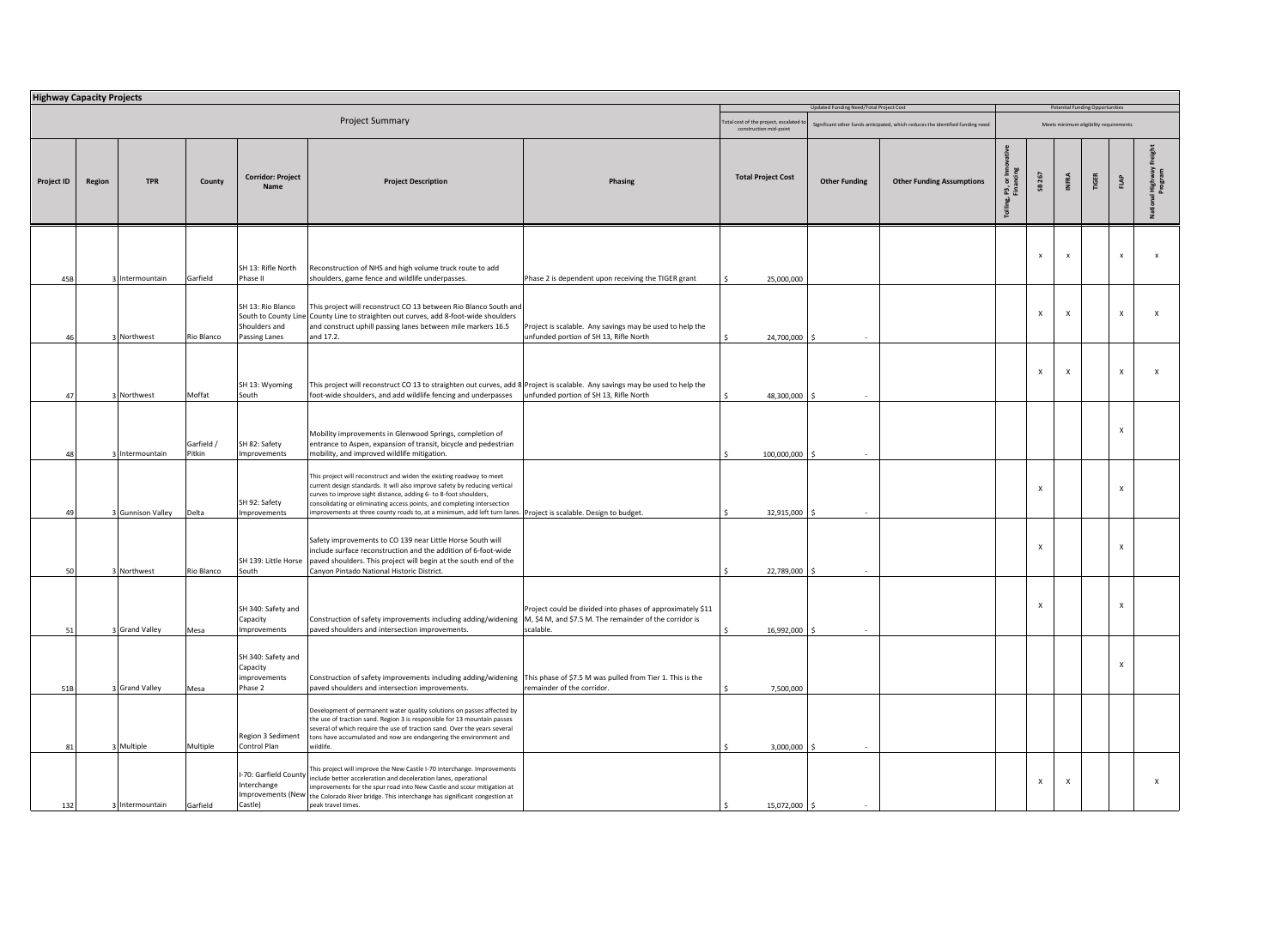## Highway Capacity Projects

| Project Summary | | | | | | | Total cost of the project, escalated to construction mid-point | Updated Funding Need/Total Project Cost | | Potential Funding Opportunities | | | | | |
|---|---|---|---|---|---|---|---|---|---|---|---|---|---|---|---|
| | | | | | | | | Significant other funds anticipated, which reduces the identified funding need | | Meets minimum eligibility requirements | | | | | |
| Project ID | Region | TPR | County | Corridor: Project Name | Project Description | Phasing | Total Project Cost | Other Funding | Other Funding Assumptions | Tolling, P3, or Innovative Financing | SB 267 | INFRA | TIGER | FLAP | National Highway Freight Program |
| 45B | 3 | Intermountain | Garfield | SH 13: Rifle North Phase II | Reconstruction of NHS and high volume truck route to add shoulders, game fence and wildlife underpasses. | Phase 2 is dependent upon receiving the TIGER grant | $ 25,000,000 | | | | x | x | | x | x |
| 46 | 3 | Northwest | Rio Blanco | SH 13: Rio Blanco South to County Line Shoulders and Passing Lanes | This project will reconstruct CO 13 between Rio Blanco South and County Line to straighten out curves, add 8-foot-wide shoulders and construct uphill passing lanes between mile markers 16.5 and 17.2. | Project is scalable. Any savings may be used to help the unfunded portion of SH 13, Rifle North | $ 24,700,000 | $ - | | | X | X | | X | X |
| 47 | 3 | Northwest | Moffat | SH 13: Wyoming South | This project will reconstruct CO 13 to straighten out curves, add 8 foot-wide shoulders, and add wildlife fencing and underpasses | Project is scalable. Any savings may be used to help the unfunded portion of SH 13, Rifle North | $ 48,300,000 | $ - | | | X | X | | X | X |
| 48 | 3 | Intermountain | Garfield / Pitkin | SH 82: Safety Improvements | Mobility improvements in Glenwood Springs, completion of entrance to Aspen, expansion of transit, bicycle and pedestrian mobility, and improved wildlife mitigation. | | $ 100,000,000 | $ - | | | | | | X | |
| 49 | 3 | Gunnison Valley | Delta | SH 92: Safety Improvements | This project will reconstruct and widen the existing roadway to meet current design standards. It will also improve safety by reducing vertical curves to improve sight distance, adding 6- to 8-foot shoulders, consolidating or eliminating access points, and completing intersection improvements at three county roads to, at a minimum, add left turn lanes. | Project is scalable. Design to budget. | $ 32,915,000 | $ - | | | X | | | X | |
| 50 | 3 | Northwest | Rio Blanco | SH 139: Little Horse South | Safety improvements to CO 139 near Little Horse South will include surface reconstruction and the addition of 6-foot-wide paved shoulders. This project will begin at the south end of the Canyon Pintado National Historic District. | | $ 22,789,000 | $ - | | | X | | | X | |
| 51 | 3 | Grand Valley | Mesa | SH 340: Safety and Capacity Improvements | Construction of safety improvements including adding/widening paved shoulders and intersection improvements. | Project could be divided into phases of approximately $11 M, $4 M, and $7.5 M. The remainder of the corridor is scalable. | $ 16,992,000 | $ - | | | X | | | X | |
| 51B | 3 | Grand Valley | Mesa | SH 340: Safety and Capacity improvements Phase 2 | Construction of safety improvements including adding/widening paved shoulders and intersection improvements. | This phase of $7.5 M was pulled from Tier 1. This is the remainder of the corridor. | $ 7,500,000 | | | | | | | X | |
| 81 | 3 | Multiple | Multiple | Region 3 Sediment Control Plan | Development of permanent water quality solutions on passes affected by the use of traction sand. Region 3 is responsible for 13 mountain passes several of which require the use of traction sand. Over the years several tons have accumulated and now are endangering the environment and wildlife. | | $ 3,000,000 | $ - | | | | | | | |
| 132 | 3 | Intermountain | Garfield | I-70: Garfield County Interchange Improvements (New Castle) | This project will improve the New Castle I-70 interchange. Improvements include better acceleration and deceleration lanes, operational improvements for the spur road into New Castle and scour mitigation at the Colorado River bridge. This interchange has significant congestion at peak travel times. | | $ 15,072,000 | $ - | | | X | X | | | X |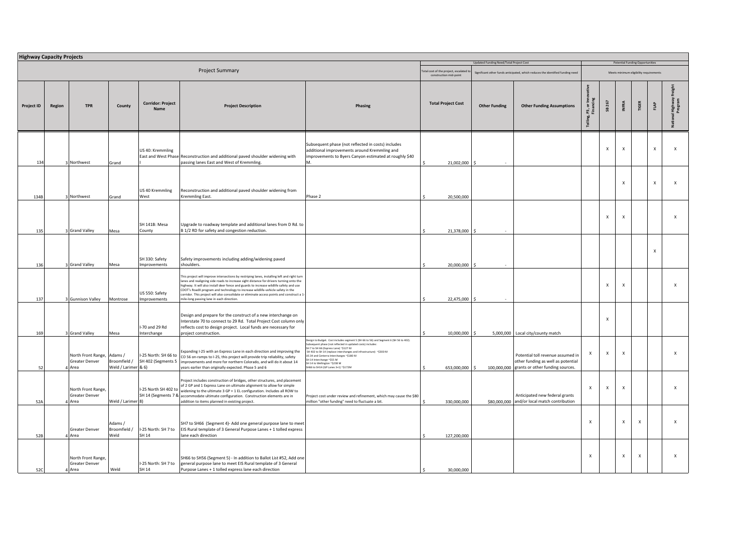## Highway Capacity Projects

| Project Summary | | | | | | | Total cost of the project, escalated to construction mid-point | Updated Funding Need/Total Project Cost | | Potential Funding Opportunities | | | | | |
|---|---|---|---|---|---|---|---|---|---|---|---|---|---|---|---|
| | | | | | | | | Significant other funds anticipated, which reduces the identified funding need | | Meets minimum eligibility requirements | | | | | |
| **Project ID** | **Region** | **TPR** | **County** | **Corridor: Project Name** | **Project Description** | **Phasing** | **Total Project Cost** | **Other Funding** | **Other Funding Assumptions** | **Tolling, P3, or Innovative Financing** | **SB 267** | **INFRA** | **TIGER** | **FLAP** | **National Highway Freight Program** |
| 134 | 3 | Northwest | Grand | US 40: Kremmling East and West Phase I | Reconstruction and additional paved shoulder widening with passing lanes East and West of Kremmling. | Subsequent phase (not reflected in costs) includes additional improvements around Kremmling and improvements to Byers Canyon estimated at roughly $40 M. | $ 21,002,000 | $ - | | | X | X | | X | X |
| 134B | 3 | Northwest | Grand | US 40 Kremmling West | Reconstruction and additional paved shoulder widening from Kremmling East. | Phase 2 | $ 20,500,000 | | | | | X | | X | X |
| 135 | 3 | Grand Valley | Mesa | SH 141B: Mesa County | Upgrade to roadway template and additional lanes from D Rd. to B 1/2 RD for safety and congestion reduction. | | $ 21,378,000 | $ - | | | X | X | | | X |
| 136 | 3 | Grand Valley | Mesa | SH 330: Safety Improvements | Safety improvements including adding/widening paved shoulders. | | $ 20,000,000 | $ - | | | | | | X | |
| 137 | 3 | Gunnison Valley | Montrose | US 550: Safety Improvements | This project will improve intersections by restriping lanes, installing left and right turn lanes and realigning side roads to increase sight distance for drivers turning onto the highway. It will also install deer fence and guards to increase wildlife safety and use CDOT's RoadX program and technology to increase wildlife-vehicle safety in the corridor. This project will also consolidate or eliminate access points and construct a 1-mile-long passing lane in each direction. | | $ 22,475,000 | $ - | | | X | X | | | X |
| 169 | 3 | Grand Valley | Mesa | I-70 and 29 Rd Interchange | Design and prepare for the construct of a new interchange on Interstate 70 to connect to 29 Rd. Total Project Cost column only reflects cost to design project. Local funds are necessary for project construction. | | $ 10,000,000 | $ 5,000,000 | Local city/county match | | X | | | | |
| 52 | 4 | North Front Range, Greater Denver Area | Adams / Broomfield / Weld / Larimer | I-25 North: SH 66 to SH 402 (Segments 5 & 6) | Expanding I-25 with an Express Lane in each direction and improving the CO 56 on-ramps to I-25, this project will provide trip reliability, safety improvements and more for northern Colorado, and will do it about 14 years earlier than originally expected. Phase 5 and 6 | Design to Budget. Cost includes segment 5 (SH 66 to 56) and Segment 6 (SH 56 to 402). Subsequent phase (not reflected in updated costs) includes: SH 7 to SH 66 (Express Lane) ~$127 M SH 402 to SH 14 (replace interchanges and infrastructure) ~$300 M US 34 and Centerra Interchanges ~$180 M SH 14 Interchange ~$55 M SH 14 to Wellington ~$238 M SH66 to SH14 (GP Lanes 3+1) ~$172M | $ 653,000,000 | $ 100,000,000 | Potential toll revenue assumed in other funding as well as potential grants or other funding sources. | X | X | X | | | X |
| 52A | 4 | North Front Range, Greater Denver Area | Weld / Larimer | I-25 North SH 402 to SH 14 (Segments 7 & 8) | Project includes construction of bridges, other structures, and placement of 2 GP and 1 Express Lane on ultimate alignment to allow for simple widening to the ultimate 3 GP + 1 EL configuration. Includes all ROW to accommodate ultimate configuration. Construction elements are in addition to items planned in existing project. | Project cost under review and refinement, which may cause the $80 million "other funding" need to fluctuate a bit. | $ 330,000,000 | $80,000,000 | Anticipated new federal grants and/or local match contribution | X | X | X | | | X |
| 52B | 4 | Greater Denver Area | Adams / Broomfield / Weld | I-25 North: SH 7 to SH 14 | SH7 to SH66 (Segment 4)- Add one general purpose lane to meet EIS Rural template of 3 General Purpose Lanes + 1 tolled express lane each direction | | $ 127,200,000 | | | X | | X | X | | X |
| 52C | 4 | North Front Range, Greater Denver Area | Weld | I-25 North: SH 7 to SH 14 | SH66 to SH56 (Segment 5) - In addition to Ballot List #52, Add one general purpose lane to meet EIS Rural template of 3 General Purpose Lanes + 1 tolled express lane each direction | | $ 30,000,000 | | | X | | X | X | | X |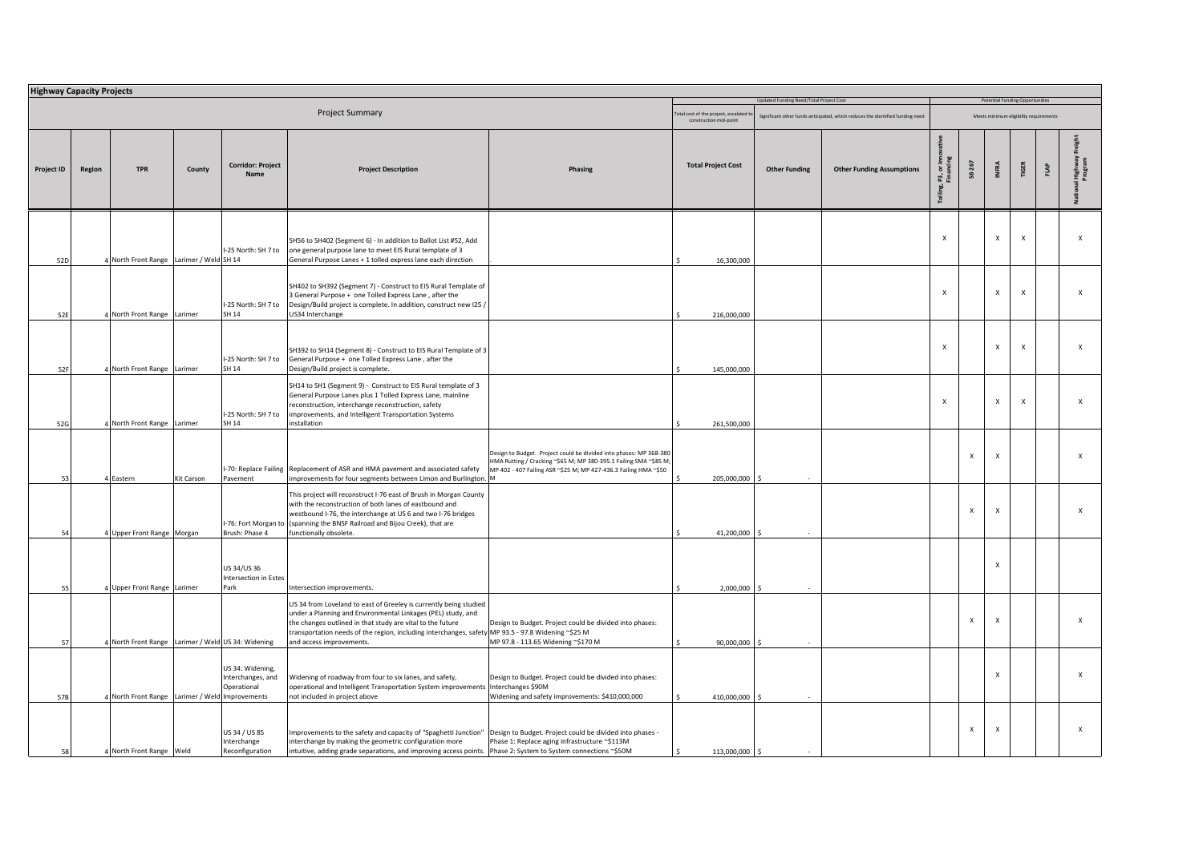## Highway Capacity Projects

| Project Summary | | | | | | | Total cost of the project, escalated to construction mid-point | Updated Funding Need/Total Project Cost<br>Significant other funds anticipated, which reduces the identified funding need | | Potential Funding Opportunities<br>Meets minimum eligibility requirements | | | | | |
|---|---|---|---|---|---|---|---|---|---|---|---|---|---|---|---|
| **Project ID** | **Region** | **TPR** | **County** | **Corridor: Project Name** | **Project Description** | **Phasing** | **Total Project Cost** | **Other Funding** | **Other Funding Assumptions** | **Tolling, P3, or Innovative Financing** | **SB 267** | **INFRA** | **TIGER** | **FLAP** | **National Highway Freight Program** |
| 52D | 4 | North Front Range | Larimer / Weld | I-25 North: SH 7 to SH 14 | SH56 to SH402 (Segment 6) - In addition to Ballot List #52, Add one general purpose lane to meet EIS Rural template of 3 General Purpose Lanes + 1 tolled express lane each direction | | $ 16,300,000 | | | X | | X | X | | X |
| 52E | 4 | North Front Range | Larimer | I-25 North: SH 7 to SH 14 | SH402 to SH392 (Segment 7) - Construct to EIS Rural Template of 3 General Purpose + one Tolled Express Lane , after the Design/Build project is complete. In addition, construct new I25 / US34 Interchange | | $ 216,000,000 | | | X | | X | X | | X |
| 52F | 4 | North Front Range | Larimer | I-25 North: SH 7 to SH 14 | SH392 to SH14 (Segment 8) - Construct to EIS Rural Template of 3 General Purpose + one Tolled Express Lane , after the Design/Build project is complete. | | $ 145,000,000 | | | X | | X | X | | X |
| 52G | 4 | North Front Range | Larimer | I-25 North: SH 7 to SH 14 | SH14 to SH1 (Segment 9) - Construct to EIS Rural template of 3 General Purpose Lanes plus 1 Tolled Express Lane, mainline reconstruction, interchange reconstruction, safety improvements, and Intelligent Transportation Systems installation | | $ 261,500,000 | | | X | | X | X | | X |
| 53 | 4 | Eastern | Kit Carson | I-70: Replace Failing Pavement | Replacement of ASR and HMA pavement and associated safety improvements for four segments between Limon and Burlington. | Design to Budget. Project could be divided into phases: MP 368-380 HMA Rutting / Cracking ~$65 M; MP 380-395.1 Failing SMA ~$85 M; MP 402 - 407 Failing ASR ~$25 M; MP 427-436.3 Failing HMA ~$50 M | $ 205,000,000 | $ - | | | X | X | | | X |
| 54 | 4 | Upper Front Range | Morgan | I-76: Fort Morgan to Brush: Phase 4 | This project will reconstruct I-76 east of Brush in Morgan County with the reconstruction of both lanes of eastbound and westbound I-76, the interchange at US 6 and two I-76 bridges (spanning the BNSF Railroad and Bijou Creek), that are functionally obsolete. | | $ 41,200,000 | $ - | | | X | X | | | X |
| 55 | 4 | Upper Front Range | Larimer | US 34/US 36 Intersection in Estes Park | Intersection improvements. | | $ 2,000,000 | $ - | | | | X | | | |
| 57 | 4 | North Front Range | Larimer / Weld | US 34: Widening | US 34 from Loveland to east of Greeley is currently being studied under a Planning and Environmental Linkages (PEL) study, and the changes outlined in that study are vital to the future transportation needs of the region, including interchanges, safety and access improvements. | Design to Budget. Project could be divided into phases: MP 93.5 - 97.8 Widening ~$25 M<br>MP 97.8 - 113.65 Widening ~$170 M | $ 90,000,000 | $ - | | | X | X | | | X |
| 57B | 4 | North Front Range | Larimer / Weld | US 34: Widening, Interchanges, and Operational Improvements | Widening of roadway from four to six lanes, and safety, operational and Intelligent Transportation System improvements not included in project above | Design to Budget. Project could be divided into phases: Interchanges $90M<br>Widening and safety improvements: $410,000,000 | $ 410,000,000 | $ - | | | | X | | | X |
| 58 | 4 | North Front Range | Weld | US 34 / US 85 Interchange Reconfiguration | Improvements to the safety and capacity of "Spaghetti Junction" interchange by making the geometric configuration more intuitive, adding grade separations, and improving access points. | Design to Budget. Project could be divided into phases - Phase 1: Replace aging infrastructure ~$113M<br>Phase 2: System to System connections ~$50M | $ 113,000,000 | $ - | | | X | X | | | X |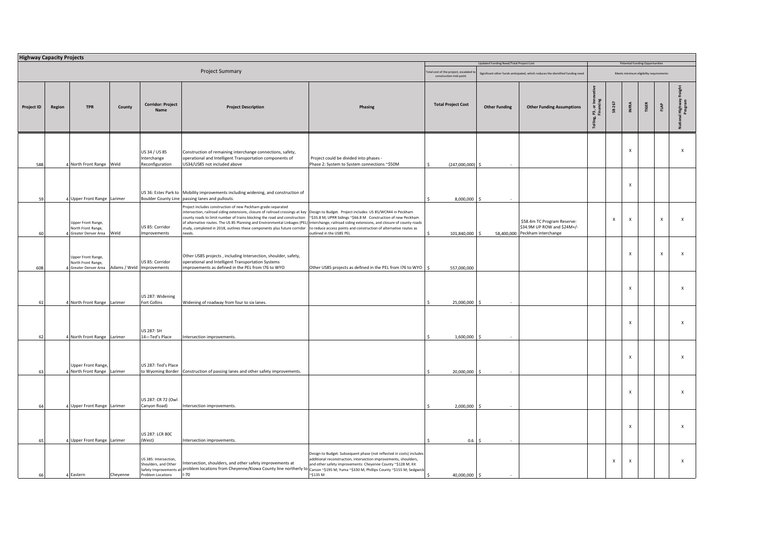## Highway Capacity Projects

| Project Summary | | | | | | | Total cost of the project, escalated to construction mid-point | Updated Funding Need/Total Project Cost | Significant other funds anticipated, which reduces the identified funding need | Potential Funding Opportunities | | | | | |
|---|---|---|---|---|---|---|---|---|---|---|---|---|---|---|---|
| | | | | | | | | | | Meets minimum eligibility requirements | | | | | |
| **Project ID** | **Region** | **TPR** | **County** | **Corridor: Project Name** | **Project Description** | **Phasing** | **Total Project Cost** | **Other Funding** | **Other Funding Assumptions** | **Tolling, P3, or Innovative Financing** | **SB 267** | **INFRA** | **TIGER** | **FLAP** | **National Highway Freight Program** |
| 58B | 4 | North Front Range | Weld | US 34 / US 85 Interchange Reconfiguration | Construction of remaining interchange connections, safety, operational and Intelligent Transportation components of US34/US85 not included above | Project could be divided into phases - Phase 2: System to System connections ~$50M | $ (247,000,000) | $ - | | | | X | | | X |
| 59 | 4 | Upper Front Range | Larimer | US 36: Estes Park to Boulder County Line | Mobility improvements including widening, and construction of passing lanes and pullouts. | | $ 8,000,000 | $ - | | | | X | | | |
| 60 | 4 | Upper Front Range, North Front Range, Greater Denver Area | Weld | US 85: Corridor Improvements | Project includes construction of new Peckham grade-separated intersection, railroad siding extensions, closure of railroad crossings at key county roads to limit number of trains blocking the road and construction of alternative routes. The US 85 Planning and Environmental Linkages (PEL) study, completed in 2018, outlines these components plus future corridor needs. | Design to Budget. Project includes: US 85/WCR44 in Peckham ~$35.8 M; UPRR Sidings ~$66.8 M Construction of new Peckham interchange, railroad siding extensions, and closure of county roads to reduce access points and construction of alternative routes as outlined in the US85 PEL | $ 101,840,000 | $ 58,400,000 | $58.4m TC Program Reserve: $34.9M UP ROW and $24M+/- Peckham interchange | | X | X | | X | X |
| 60B | 4 | Upper Front Range, North Front Range, Greater Denver Area | Adams / Weld | US 85: Corridor Improvements | Other US85 projects , including Intersection, shoulder, safety, operational and Intelligent Transportation Systems improvements as defined in the PEL from I76 to WYO | Other US85 projects as defined in the PEL from I76 to WYO | $ 557,000,000 | | | | | X | | X | X |
| 61 | 4 | North Front Range | Larimer | US 287: Widening Fort Collins | Widening of roadway from four to six lanes. | | $ 25,000,000 | $ - | | | | X | | | X |
| 62 | 4 | North Front Range | Larimer | US 287: SH 14—Ted's Place | Intersection improvements. | | $ 1,600,000 | $ - | | | | X | | | X |
| 63 | 4 | Upper Front Range, North Front Range | Larimer | US 287: Ted's Place to Wyoming Border | Construction of passing lanes and other safety improvements. | | $ 20,000,000 | $ - | | | | X | | | X |
| 64 | 4 | Upper Front Range | Larimer | US 287: CR 72 (Owl Canyon Road) | Intersection improvements. | | $ 2,000,000 | $ - | | | | X | | | X |
| 65 | 4 | Upper Front Range | Larimer | US 287: LCR 80C (West) | Intersection improvements. | | $ 0.6 | $ - | | | | X | | | X |
| 66 | 4 | Eastern | Cheyenne | US 385: Intersection, Shoulders, and Other Safety Improvements at Problem Locations | Intersection, shoulders, and other safety improvements at problem locations from Cheyenne/Kiowa County line northerly to I-70 | Design to Budget. Subsequent phase (not reflected in costs) includes additional reconstruction, intersection improvements, shoulders, and other safety improvements: Cheyenne County ~$128 M; Kit Carson ~$195 M; Yuma ~$330 M; Phillips County ~$155 M; Sedgwick ~$135 M | $ 40,000,000 | $ - | | | X | X | | | X |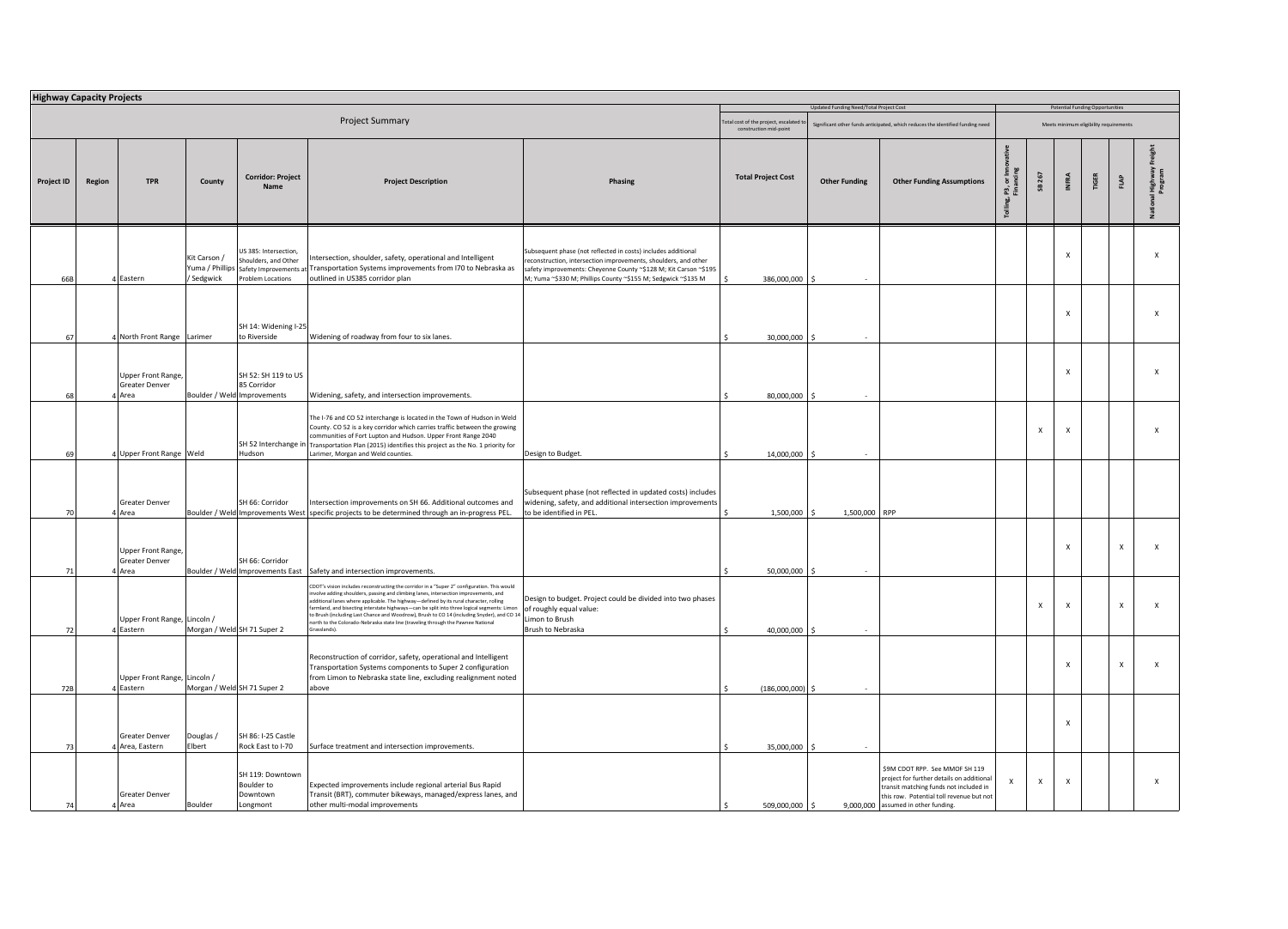## Highway Capacity Projects

| Project Summary | | | | | | | Updated Funding Need/Total Project Cost | | | Potential Funding Opportunities | | | | | |
|---|---|---|---|---|---|---|---|---|---|---|---|---|---|---|---|
| | | | | | | | Total cost of the project, escalated to construction mid-point | Significant other funds anticipated, which reduces the identified funding need | | Meets minimum eligibility requirements | | | | | |
| Project ID | Region | TPR | County | Corridor: Project Name | Project Description | Phasing | Total Project Cost | Other Funding | Other Funding Assumptions | Tolling, P3, or Innovative Financing | SB 267 | INFRA | TIGER | FLAP | National Highway Freight Program |
| 66B | 4 | Eastern | Kit Carson / Yuma / Phillips / Sedgwick | US 385: Intersection, Shoulders, and Other Safety Improvements at Problem Locations | Intersection, shoulder, safety, operational and Intelligent Transportation Systems improvements from I70 to Nebraska as outlined in US385 corridor plan | Subsequent phase (not reflected in costs) includes additional reconstruction, intersection improvements, shoulders, and other safety improvements: Cheyenne County ~$128 M; Kit Carson ~$195 M; Yuma ~$330 M; Phillips County ~$155 M; Sedgwick ~$135 M | $ 386,000,000 | $ - | | | | X | | | X |
| 67 | 4 | North Front Range | Larimer | SH 14: Widening I-25 to Riverside | Widening of roadway from four to six lanes. | | $ 30,000,000 | $ - | | | | X | | | X |
| 68 | 4 | Upper Front Range, Greater Denver Area | Boulder / Weld | SH 52: SH 119 to US 85 Corridor Improvements | Widening, safety, and intersection improvements. | | $ 80,000,000 | $ - | | | | X | | | X |
| 69 | 4 | Upper Front Range | Weld | SH 52 Interchange in Hudson | The I-76 and CO 52 interchange is located in the Town of Hudson in Weld County. CO 52 is a key corridor which carries traffic between the growing communities of Fort Lupton and Hudson. Upper Front Range 2040 Transportation Plan (2015) identifies this project as the No. 1 priority for Larimer, Morgan and Weld counties. | Design to Budget. | $ 14,000,000 | $ - | | | X | X | | | X |
| 70 | 4 | Greater Denver Area | Boulder / Weld | SH 66: Corridor Improvements West | Intersection improvements on SH 66. Additional outcomes and specific projects to be determined through an in-progress PEL. | Subsequent phase (not reflected in updated costs) includes widening, safety, and additional intersection improvements to be identified in PEL. | $ 1,500,000 | $ 1,500,000 | RPP | | | | | | |
| 71 | 4 | Upper Front Range, Greater Denver Area | Boulder / Weld | SH 66: Corridor Improvements East | Safety and intersection improvements. | | $ 50,000,000 | $ - | | | | X | | X | X |
| 72 | 4 | Upper Front Range, Eastern | Lincoln / Morgan / Weld | SH 71 Super 2 | CDOT's vision includes reconstructing the corridor in a "Super 2" configuration. This would involve adding shoulders, passing and climbing lanes, intersection improvements, and additional lanes where applicable. The highway—defined by its rural character, rolling farmland, and bisecting interstate highways—can be split into three logical segments: Limon to Brush (including Last Chance and Woodrow), Brush to CO 14 (including Snyder), and CO 14 north to the Colorado-Nebraska state line (traveling through the Pawnee National Grasslands). | Design to budget. Project could be divided into two phases of roughly equal value:<br>Limon to Brush<br>Brush to Nebraska | $ 40,000,000 | $ - | | | X | X | | X | X |
| 72B | 4 | Upper Front Range, Eastern | Lincoln / Morgan / Weld | SH 71 Super 2 | Reconstruction of corridor, safety, operational and Intelligent Transportation Systems components to Super 2 configuration from Limon to Nebraska state line, excluding realignment noted above | | $ (186,000,000) | $ - | | | | X | | X | X |
| 73 | 4 | Greater Denver Area, Eastern | Douglas / Elbert | SH 86: I-25 Castle Rock East to I-70 | Surface treatment and intersection improvements. | | $ 35,000,000 | $ - | | | | X | | | |
| 74 | 4 | Greater Denver Area | Boulder | SH 119: Downtown Boulder to Downtown Longmont | Expected improvements include regional arterial Bus Rapid Transit (BRT), commuter bikeways, managed/express lanes, and other multi-modal improvements | | $ 509,000,000 | $ 9,000,000 | $9M CDOT RPP. See MMOF SH 119 project for further details on additional transit matching funds not included in this row. Potential toll revenue but not assumed in other funding. | X | X | X | | | X |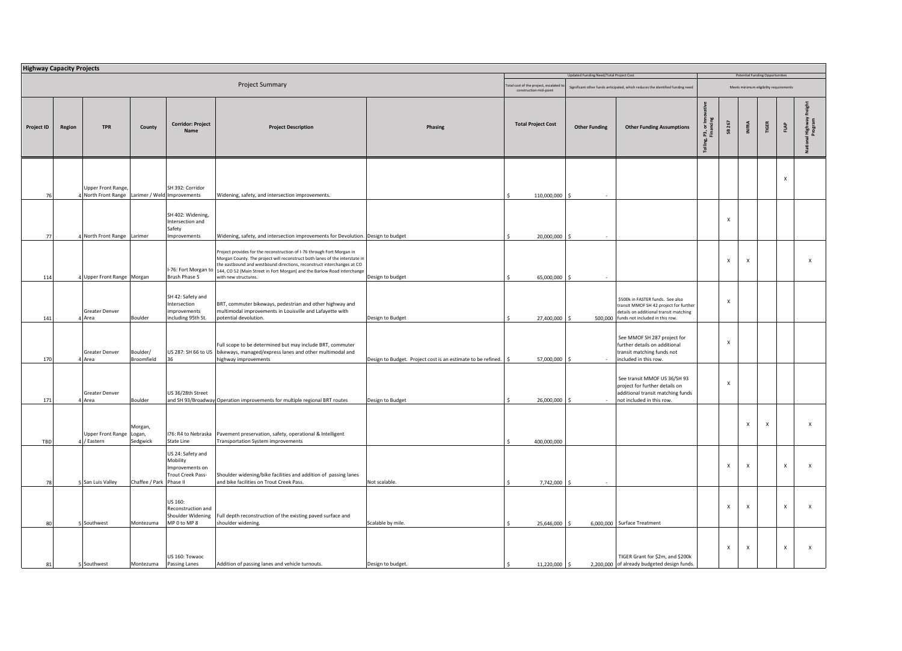## Highway Capacity Projects

| Project Summary | | | | | | | Updated Funding Need/Total Project Cost | | | Potential Funding Opportunities | | | | | |
|---|---|---|---|---|---|---|---|---|---|---|---|---|---|---|---|
| | | | | | | | Total cost of the project, escalated to construction mid-point | Significant other funds anticipated, which reduces the identified funding need | | Meets minimum eligibility requirements | | | | | |
| Project ID | Region | TPR | County | Corridor: Project Name | Project Description | Phasing | Total Project Cost | Other Funding | Other Funding Assumptions | Tolling, P3, or Innovative Financing | SB 267 | INFRA | TIGER | FLAP | National Highway Freight Program |
| 76 | 4 | Upper Front Range, North Front Range | Larimer / Weld | SH 392: Corridor Improvements | Widening, safety, and intersection improvements. | | $ 110,000,000 | $ - | | | | | | X | |
| 77 | 4 | North Front Range | Larimer | SH 402: Widening, Intersection and Safety Improvements | Widening, safety, and intersection improvements for Devolution. | Design to budget | $ 20,000,000 | $ - | | | X | | | | |
| 114 | 4 | Upper Front Range | Morgan | I-76: Fort Morgan to Brush Phase 5 | Project provides for the reconstruction of I-76 through Fort Morgan in Morgan County. The project will reconstruct both lanes of the interstate in the eastbound and westbound directions, reconstruct interchanges at CO 144, CO 52 (Main Street in Fort Morgan) and the Barlow Road interchange with new structures. | Design to budget | $ 65,000,000 | $ - | | | X | X | | | X |
| 141 | 4 | Greater Denver Area | Boulder | SH 42: Safety and Intersection improvements including 95th St. | BRT, commuter bikeways, pedestrian and other highway and multimodal improvements in Louisville and Lafayette with potential devolution. | Design to Budget | $ 27,400,000 | $ 500,000 | $500k in FASTER funds. See also transit MMOF SH 42 project for further details on additional transit matching funds not included in this row. | | X | | | | |
| 170 | 4 | Greater Denver Area | Boulder/ Broomfield | US 287: SH 66 to US 36 | Full scope to be determined but may include BRT, commuter bikeways, managed/express lanes and other multimodal and highway improvements | Design to Budget. Project cost is an estimate to be refined. | $ 57,000,000 | $ - | See MMOF SH 287 project for further details on additional transit matching funds not included in this row. | | X | | | | |
| 171 | 4 | Greater Denver Area | Boulder | US 36/28th Street and SH 93/Broadway | Operation improvements for multiple regional BRT routes | Design to Budget | $ 26,000,000 | $ - | See transit MMOF US 36/SH 93 project for further details on additional transit matching funds not included in this row. | | X | | | | |
| TBD | 4 | Upper Front Range / Eastern | Morgan, Logan, Sedgwick | I76: R4 to Nebraska State Line | Pavement preservation, safety, operational & Intelligent Transportation System improvements | | $ 400,000,000 | | | | | X | X | | X |
| 78 | 5 | San Luis Valley | Chaffee / Park | US 24: Safety and Mobility Improvements on Trout Creek Pass-Phase II | Shoulder widening/bike facilities and addition of passing lanes and bike facilities on Trout Creek Pass. | Not scalable. | $ 7,742,000 | $ - | | | X | X | | X | X |
| 80 | 5 | Southwest | Montezuma | US 160: Reconstruction and Shoulder Widening MP 0 to MP 8 | Full depth reconstruction of the existing paved surface and shoulder widening. | Scalable by mile. | $ 25,646,000 | $ 6,000,000 | Surface Treatment | | X | X | | X | X |
| 81 | 5 | Southwest | Montezuma | US 160: Towaoc Passing Lanes | Addition of passing lanes and vehicle turnouts. | Design to budget. | $ 11,220,000 | $ 2,200,000 | TIGER Grant for $2m, and $200k of already budgeted design funds. | | X | X | | X | X |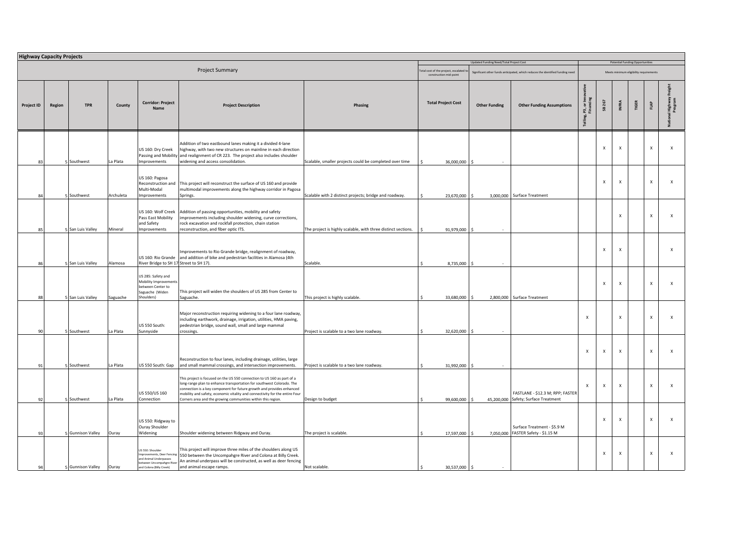## Highway Capacity Projects

| Project Summary | | | | | | | Total cost of the project, escalated to construction mid-point | Updated Funding Need/Total Project Cost — Significant other funds anticipated, which reduces the identified funding need | | Potential Funding Opportunities — Meets minimum eligibility requirements | | | | | |
|---|---|---|---|---|---|---|---|---|---|---|---|---|---|---|---|
| **Project ID** | **Region** | **TPR** | **County** | **Corridor: Project Name** | **Project Description** | **Phasing** | **Total Project Cost** | **Other Funding** | **Other Funding Assumptions** | **Tolling, P3, or Innovative Financing** | **SB 267** | **INFRA** | **TIGER** | **FLAP** | **National Highway Freight Program** |
| 83 | 5 | Southwest | La Plata | US 160: Dry Creek Passing and Mobility Improvements | Addition of two eastbound lanes making it a divided 4-lane highway, with two new structures on mainline in each direction and realignment of CR 223. The project also includes shoulder widening and access consolidation. | Scalable, smaller projects could be completed over time | $ 36,000,000 | $ - | | | X | X | | X | X |
| 84 | 5 | Southwest | Archuleta | US 160: Pagosa Reconstruction and Multi-Modal Improvements | This project will reconstruct the surface of US 160 and provide multimodal improvements along the highway corridor in Pagosa Springs. | Scalable with 2 distinct projects; bridge and roadway. | $ 23,670,000 | $ 3,000,000 | Surface Treatment | | X | X | | X | X |
| 85 | 5 | San Luis Valley | Mineral | US 160: Wolf Creek Pass East Mobility and Safety Improvements | Addition of passing opportunities, mobility and safety improvements including shoulder widening, curve corrections, rock excavation and rockfall protection, chain station reconstruction, and fiber optic ITS. | The project is highly scalable, with three distinct sections. | $ 91,979,000 | $ - | | | | X | | X | X |
| 86 | 5 | San Luis Valley | Alamosa | US 160: Rio Grande River Bridge to SH 17 | Improvements to Rio Grande bridge, realignment of roadway, and addition of bike and pedestrian facilities in Alamosa (4th Street to SH 17). | Scalable. | $ 8,735,000 | $ - | | | X | X | | | X |
| 88 | 5 | San Luis Valley | Saguache | US 285: Safety and Mobility Improvements between Center to Saguache (Widen Shoulders) | This project will widen the shoulders of US 285 from Center to Saguache. | This project is highly scalable. | $ 33,680,000 | $ 2,800,000 | Surface Treatment | | X | X | | X | X |
| 90 | 5 | Southwest | La Plata | US 550 South: Sunnyside | Major reconstruction requiring widening to a four lane roadway, including earthwork, drainage, irrigation, utilities, HMA paving, pedestrian bridge, sound wall, small and large mammal crossings. | Project is scalable to a two lane roadway. | $ 32,620,000 | $ - | | X | | X | | X | X |
| 91 | 5 | Southwest | La Plata | US 550 South: Gap | Reconstruction to four lanes, including drainage, utilities, large and small mammal crossings, and intersection improvements. | Project is scalable to a two lane roadway. | $ 31,992,000 | $ - | | X | X | X | | X | X |
| 92 | 5 | Southwest | La Plata | US 550/US 160 Connection | This project is focused on the US 550 connection to US 160 as part of a long-range plan to enhance transportation for southwest Colorado. The connection is a key component for future growth and provides enhanced mobility and safety, economic vitality and connectivity for the entire Four Corners area and the growing communities within this region. | Design to budget | $ 99,600,000 | $ 45,200,000 | FASTLANE - $12.3 M; RPP; FASTER Safety; Surface Treatment | X | X | X | | X | X |
| 93 | 5 | Gunnison Valley | Ouray | US 550: Ridgway to Ouray Shoulder Widening | Shoulder widening between Ridgway and Ouray. | The project is scalable. | $ 17,597,000 | $ 7,050,000 | Surface Treatment - $5.9 M FASTER Safety - $1.15 M | | X | X | | X | X |
| 94 | 5 | Gunnison Valley | Ouray | US 550: Shoulder Improvements, Deer Fencing and Animal Underpasses between Uncompahgre River and Colona (Billy Creek) | This project will improve three miles of the shoulders along US 550 between the Uncompahgre River and Colona at Billy Creek. An animal underpass will be constructed, as well as deer fencing and animal escape ramps. | Not scalable. | $ 30,537,000 | $ - | | | X | X | | X | X |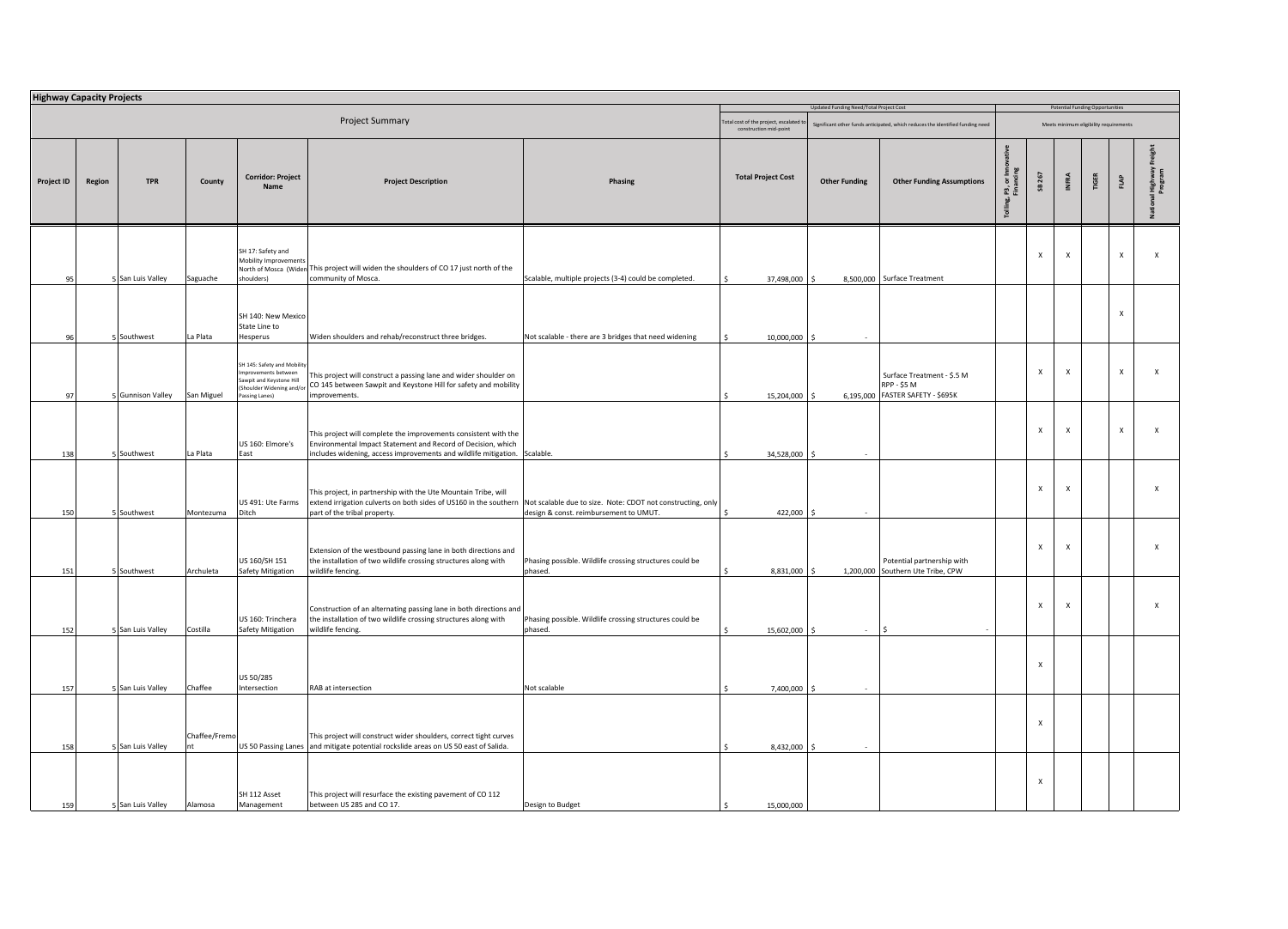## Highway Capacity Projects

| Project Summary | | | | | | | Updated Funding Need/Total Project Cost | | | Potential Funding Opportunities | | | | | |
|---|---|---|---|---|---|---|---|---|---|---|---|---|---|---|---|
| | | | | | | | Total cost of the project, escalated to construction mid-point | Significant other funds anticipated, which reduces the identified funding need | | Meets minimum eligibility requirements | | | | | |
| Project ID | Region | TPR | County | Corridor: Project Name | Project Description | Phasing | Total Project Cost | Other Funding | Other Funding Assumptions | Tolling, P3, or Innovative Financing | SB 267 | INFRA | TIGER | FLAP | National Highway Freight Program |
| 95 | 5 | San Luis Valley | Saguache | SH 17: Safety and Mobility Improvements North of Mosca (Widen shoulders) | This project will widen the shoulders of CO 17 just north of the community of Mosca. | Scalable, multiple projects (3-4) could be completed. | $ 37,498,000 | $ 8,500,000 | Surface Treatment | | X | X | | X | X |
| 96 | 5 | Southwest | La Plata | SH 140: New Mexico State Line to Hesperus | Widen shoulders and rehab/reconstruct three bridges. | Not scalable - there are 3 bridges that need widening | $ 10,000,000 | $ - | | | | | | X | |
| 97 | 5 | Gunnison Valley | San Miguel | SH 145: Safety and Mobility Improvements between Sawpit and Keystone Hill (Shoulder Widening and/or Passing Lanes) | This project will construct a passing lane and wider shoulder on CO 145 between Sawpit and Keystone Hill for safety and mobility improvements. | | $ 15,204,000 | $ 6,195,000 | Surface Treatment - $.5 M RPP - $5 M FASTER SAFETY - $695K | | X | X | | X | X |
| 138 | 5 | Southwest | La Plata | US 160: Elmore's East | This project will complete the improvements consistent with the Environmental Impact Statement and Record of Decision, which includes widening, access improvements and wildlife mitigation. | Scalable. | $ 34,528,000 | $ - | | | X | X | | X | X |
| 150 | 5 | Southwest | Montezuma | US 491: Ute Farms Ditch | This project, in partnership with the Ute Mountain Tribe, will extend irrigation culverts on both sides of US160 in the southern part of the tribal property. | Not scalable due to size. Note: CDOT not constructing, only design & const. reimbursement to UMUT. | $ 422,000 | $ - | | | X | X | | | X |
| 151 | 5 | Southwest | Archuleta | US 160/SH 151 Safety Mitigation | Extension of the westbound passing lane in both directions and the installation of two wildlife crossing structures along with wildlife fencing. | Phasing possible. Wildlife crossing structures could be phased. | $ 8,831,000 | $ 1,200,000 | Potential partnership with Southern Ute Tribe, CPW | | X | X | | | X |
| 152 | 5 | San Luis Valley | Costilla | US 160: Trinchera Safety Mitigation | Construction of an alternating passing lane in both directions and the installation of two wildlife crossing structures along with wildlife fencing. | Phasing possible. Wildlife crossing structures could be phased. | $ 15,602,000 | $ - | $ - | | X | X | | | X |
| 157 | 5 | San Luis Valley | Chaffee | US 50/285 Intersection | RAB at intersection | Not scalable | $ 7,400,000 | $ - | | | X | | | | |
| 158 | 5 | San Luis Valley | Chaffee/Fremont | US 50 Passing Lanes | This project will construct wider shoulders, correct tight curves and mitigate potential rockslide areas on US 50 east of Salida. | | $ 8,432,000 | $ - | | | X | | | | |
| 159 | 5 | San Luis Valley | Alamosa | SH 112 Asset Management | This project will resurface the existing pavement of CO 112 between US 285 and CO 17. | Design to Budget | $ 15,000,000 | | | | X | | | | |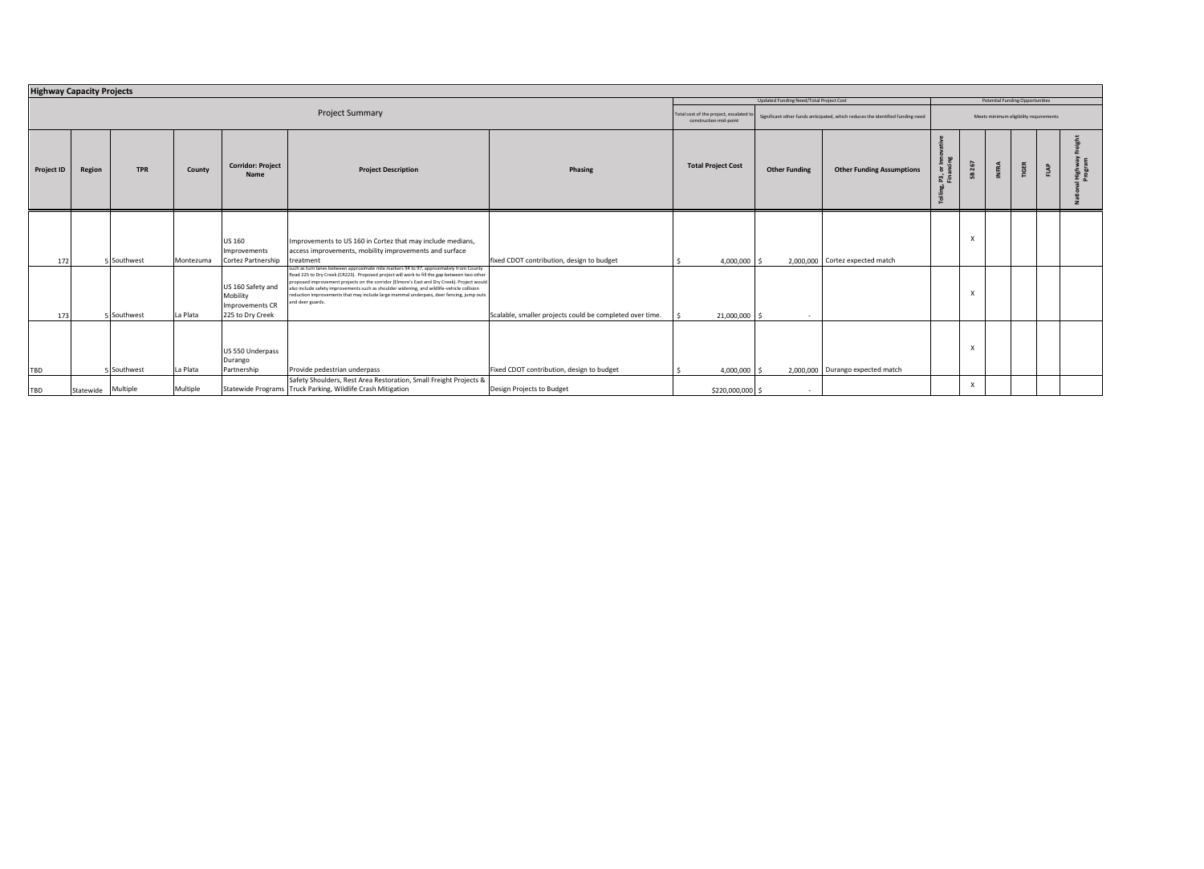## Highway Capacity Projects

| Project Summary | | | | | | | Updated Funding Need/Total Project Cost | | | Potential Funding Opportunities | | | | | |
|---|---|---|---|---|---|---|---|---|---|---|---|---|---|---|---|
| | | | | | | | Total cost of the project, escalated to construction mid-point | Significant other funds anticipated, which reduces the identified funding need | | Meets minimum eligibility requirements | | | | | |
| Project ID | Region | TPR | County | Corridor: Project Name | Project Description | Phasing | Total Project Cost | Other Funding | Other Funding Assumptions | Tolling, P3, or Innovative Financing | SB 267 | INFRA | TIGER | FLAP | National Highway Freight Program |
| 172 | 5 | Southwest | Montezuma | US 160 Improvements Cortez Partnership | Improvements to US 160 in Cortez that may include medians, access improvements, mobility improvements and surface treatment | fixed CDOT contribution, design to budget | $ 4,000,000 | $ 2,000,000 | Cortez expected match | | X | | | | |
| 173 | 5 | Southwest | La Plata | US 160 Safety and Mobility Improvements CR 225 to Dry Creek | such as turn lanes between approximate mile markers 94 to 97, approximately from County Road 225 to Dry Creek (CR223). Proposed project will work to fill the gap between two other proposed improvement projects on the corridor (Elmore's East and Dry Creek). Project would also include safety improvements such as shoulder widening, and wildlife-vehicle collision reduction improvements that may include large mammal underpass, deer fencing, jump outs and deer guards. | Scalable, smaller projects could be completed over time. | $ 21,000,000 | $ - | | | X | | | | |
| TBD | 5 | Southwest | La Plata | US 550 Underpass Durango Partnership | Provide pedestrian underpass | Fixed CDOT contribution, design to budget | $ 4,000,000 | $ 2,000,000 | Durango expected match | | X | | | | |
| TBD | Statewide | Multiple | Multiple | Statewide Programs | Safety Shoulders, Rest Area Restoration, Small Freight Projects & Truck Parking, Wildlife Crash Mitigation | Design Projects to Budget | $220,000,000 | $ - | | | X | | | | |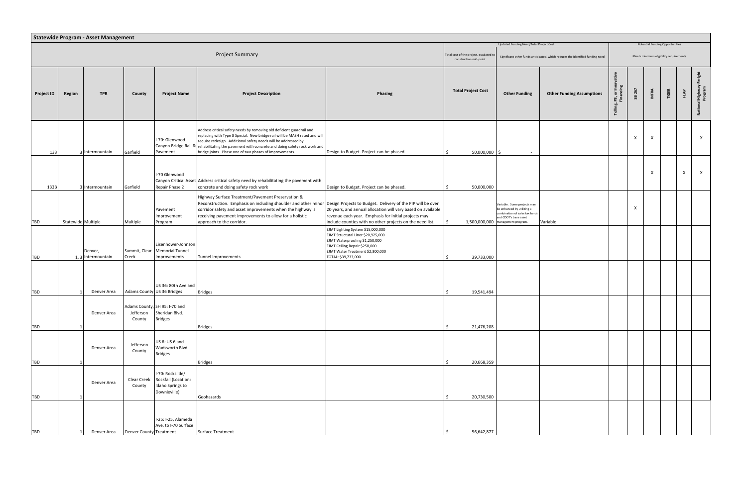## Statewide Program - Asset Management

| Project Summary | | | | | | | Updated Funding Need/Total Project Cost | | | Potential Funding Opportunities | | | | | |
|---|---|---|---|---|---|---|---|---|---|---|---|---|---|---|---|
| | | | | | | | Total cost of the project, escalated to construction mid-point | Significant other funds anticipated, which reduces the identified funding need | | Meets minimum eligibility requirements | | | | | |
| Project ID | Region | TPR | County | Project Name | Project Description | Phasing | Total Project Cost | Other Funding | Other Funding Assumptions | Tolling, P3, or Innovative Financing | SB 267 | INFRA | TIGER | FLAP | National Highway Freight Program |
| 133 | 3 | Intermountain | Garfield | I-70: Glenwood Canyon Bridge Rail & Pavement | Address critical safety needs by removing old deficient guardrail and replacing with Type 8 Special. New bridge rail will be MASH rated and will require redesign. Additional safety needs will be addressed by rehabilitating the pavement with concrete and doing safety rock work and bridge joints. Phase one of two phases of improvements. | Design to Budget. Project can be phased. | $ 50,000,000 | $ - | | | X | X | | | X |
| 133B | 3 | Intermountain | Garfield | I-70 Glenwood Canyon Critical Asset Repair Phase 2 | Address critical safety need by rehabilitating the pavement with concrete and doing safety rock work | Design to Budget. Project can be phased. | $ 50,000,000 | | | | | X | | X | X |
| TBD | Statewide | Multiple | Multiple | Pavement Improvement Program | Highway Surface Treatment/Pavement Preservation & Reconstruction. Emphasis on including shoulder and other minor corridor safety and asset improvements when the highway is receiving pavement improvements to allow for a holistic approach to the corridor. | Design Projects to Budget. Delivery of the PIP will be over 20 years, and annual allocation will vary based on available revenue each year. Emphasis for initial projects may include counties with no other projects on the need list. | $ 1,500,000,000 | Variable. Some projects may be enhanced by utilizing a combination of sales tax funds and CDOT's base asset management program. | Variable | | X | | | | |
| TBD | 1, 3 | Denver, Intermountain | Summit, Clear Creek | Eisenhower-Johnson Memorial Tunnel Improvements | Tunnel Improvements | EJMT Lighting System $15,000,000<br>EJMT Structural Liner $20,925,000<br>EJMT Waterproofing $1,250,000<br>EJMT Ceiling Repair $258,000<br>EJMT Water Treatment $2,300,000<br>TOTAL: $39,733,000 | $ 39,733,000 | | | | | | | | |
| TBD | 1 | Denver Area | Adams County | US 36: 80th Ave and US 36 Bridges | Bridges | | $ 19,541,494 | | | | | | | | |
| TBD | 1 | Denver Area | Adams County, Jefferson County | SH 95: I-70 and Sheridan Blvd. Bridges | Bridges | | $ 21,476,208 | | | | | | | | |
| TBD | 1 | Denver Area | Jefferson County | US 6: US 6 and Wadsworth Blvd. Bridges | Bridges | | $ 20,668,359 | | | | | | | | |
| TBD | 1 | Denver Area | Clear Creek County | I-70: Rockslide/ Rockfall (Location: Idaho Springs to Downieville) | Geohazards | | $ 20,730,500 | | | | | | | | |
| TBD | 1 | Denver Area | Denver County | I-25: I-25, Alameda Ave. to I-70 Surface Treatment | Surface Treatment | | $ 56,642,877 | | | | | | | | |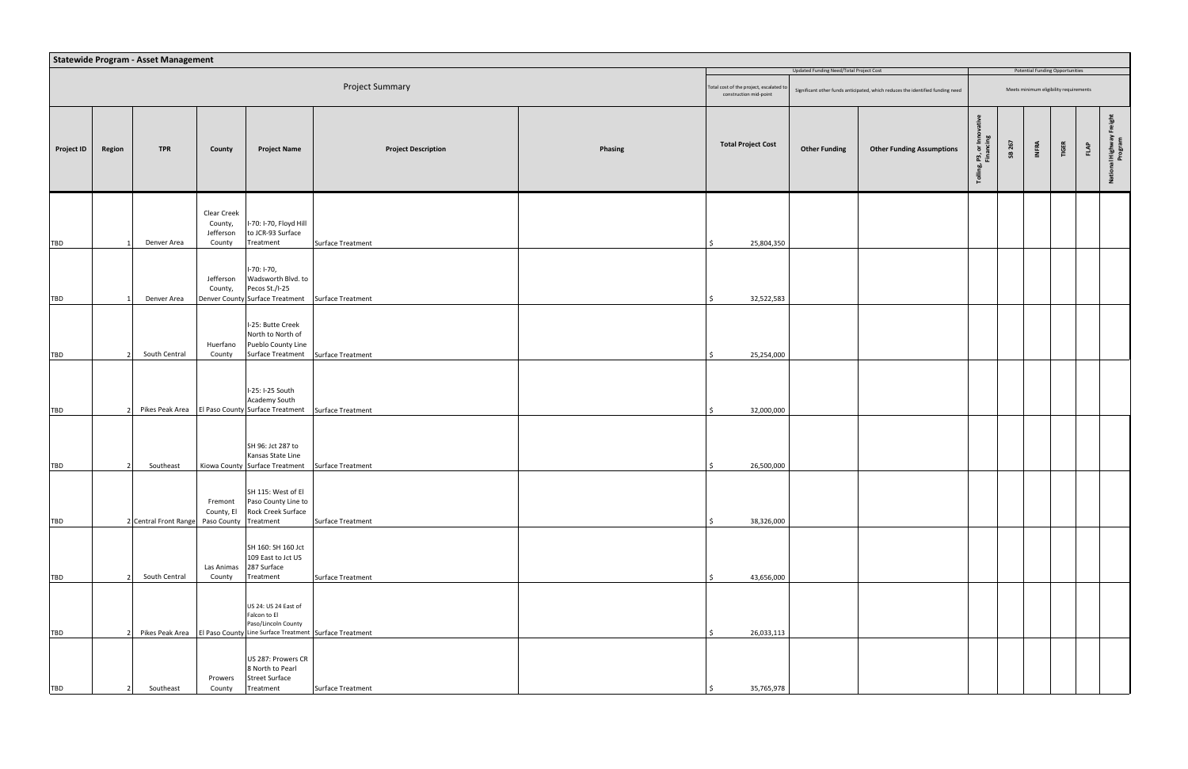## Statewide Program - Asset Management

| Project Summary | | | | | | | Updated Funding Need/Total Project Cost | | | Potential Funding Opportunities | | | | | |
|---|---|---|---|---|---|---|---|---|---|---|---|---|---|---|---|
| | | | | | | | Total cost of the project, escalated to construction mid-point | Significant other funds anticipated, which reduces the identified funding need | | Meets minimum eligibility requirements | | | | | |
| Project ID | Region | TPR | County | Project Name | Project Description | Phasing | Total Project Cost | Other Funding | Other Funding Assumptions | Tolling, P3, or Innovative Financing | SB 267 | INFRA | TIGER | FLAP | National Highway Freight Program |
| TBD | 1 | Denver Area | Clear Creek County, Jefferson County | I-70: I-70, Floyd Hill to JCR-93 Surface Treatment | Surface Treatment | | $ 25,804,350 | | | | | | | | |
| TBD | 1 | Denver Area | Jefferson County, Denver County | I-70: I-70, Wadsworth Blvd. to Pecos St./I-25 Surface Treatment | Surface Treatment | | $ 32,522,583 | | | | | | | | |
| TBD | 2 | South Central | Huerfano County | I-25: Butte Creek North to North of Pueblo County Line Surface Treatment | Surface Treatment | | $ 25,254,000 | | | | | | | | |
| TBD | 2 | Pikes Peak Area | El Paso County | I-25: I-25 South Academy South Surface Treatment | Surface Treatment | | $ 32,000,000 | | | | | | | | |
| TBD | 2 | Southeast | Kiowa County | SH 96: Jct 287 to Kansas State Line Surface Treatment | Surface Treatment | | $ 26,500,000 | | | | | | | | |
| TBD | 2 | Central Front Range | Fremont County, El Paso County | SH 115: West of El Paso County Line to Rock Creek Surface Treatment | Surface Treatment | | $ 38,326,000 | | | | | | | | |
| TBD | 2 | South Central | Las Animas County | SH 160: SH 160 Jct 109 East to Jct US 287 Surface Treatment | Surface Treatment | | $ 43,656,000 | | | | | | | | |
| TBD | 2 | Pikes Peak Area | El Paso County | US 24: US 24 East of Falcon to El Paso/Lincoln County Line Surface Treatment | Surface Treatment | | $ 26,033,113 | | | | | | | | |
| TBD | 2 | Southeast | Prowers County | US 287: Prowers CR 8 North to Pearl Street Surface Treatment | Surface Treatment | | $ 35,765,978 | | | | | | | | |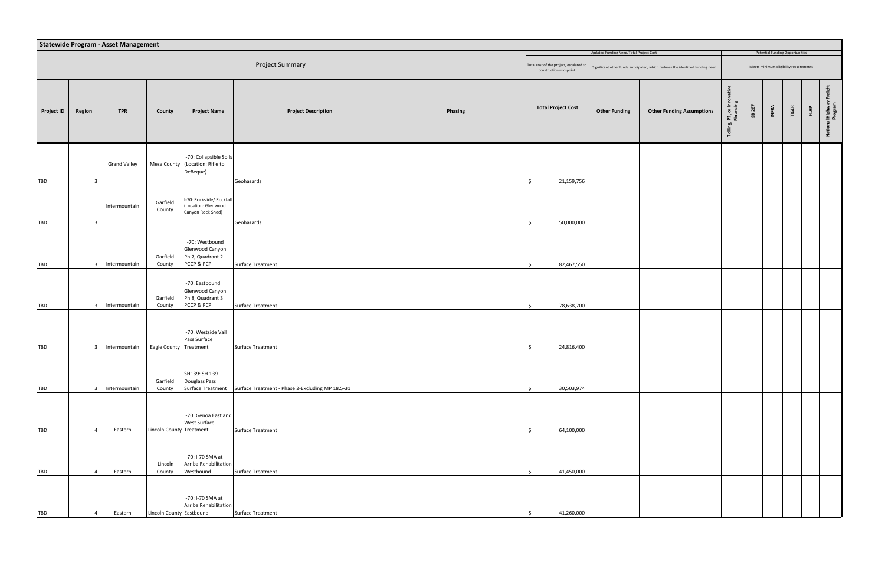## Statewide Program - Asset Management

| Project Summary | | | | | | | Total cost of the project, escalated to construction mid-point | Updated Funding Need/Total Project Cost - Significant other funds anticipated, which reduces the identified funding need | | Potential Funding Opportunities - Meets minimum eligibility requirements | | | | | |
|---|---|---|---|---|---|---|---|---|---|---|---|---|---|---|---|
| Project ID | Region | TPR | County | Project Name | Project Description | Phasing | Total Project Cost | Other Funding | Other Funding Assumptions | Tolling, P3, or Innovative Financing | SB 267 | INFRA | TIGER | FLAP | National Highway Freight Program |
| TBD | 3 | Grand Valley | Mesa County | I-70: Collapsible Soils (Location: Rifle to DeBeque) | Geohazards | | $ 21,159,756 | | | | | | | | |
| TBD | 3 | Intermountain | Garfield County | I-70: Rockslide/ Rockfall (Location: Glenwood Canyon Rock Shed) | Geohazards | | $ 50,000,000 | | | | | | | | |
| TBD | 3 | Intermountain | Garfield County | I -70: Westbound Glenwood Canyon Ph 7, Quadrant 2 PCCP & PCP | Surface Treatment | | $ 82,467,550 | | | | | | | | |
| TBD | 3 | Intermountain | Garfield County | I-70: Eastbound Glenwood Canyon Ph 8, Quadrant 3 PCCP & PCP | Surface Treatment | | $ 78,638,700 | | | | | | | | |
| TBD | 3 | Intermountain | Eagle County | I-70: Westside Vail Pass Surface Treatment | Surface Treatment | | $ 24,816,400 | | | | | | | | |
| TBD | 3 | Intermountain | Garfield County | SH139: SH 139 Douglass Pass Surface Treatment | Surface Treatment - Phase 2-Excluding MP 18.5-31 | | $ 30,503,974 | | | | | | | | |
| TBD | 4 | Eastern | Lincoln County | I-70: Genoa East and West Surface Treatment | Surface Treatment | | $ 64,100,000 | | | | | | | | |
| TBD | 4 | Eastern | Lincoln County | I-70: I-70 SMA at Arriba Rehabilitation Westbound | Surface Treatment | | $ 41,450,000 | | | | | | | | |
| TBD | 4 | Eastern | Lincoln County | I-70: I-70 SMA at Arriba Rehabilitation Eastbound | Surface Treatment | | $ 41,260,000 | | | | | | | | |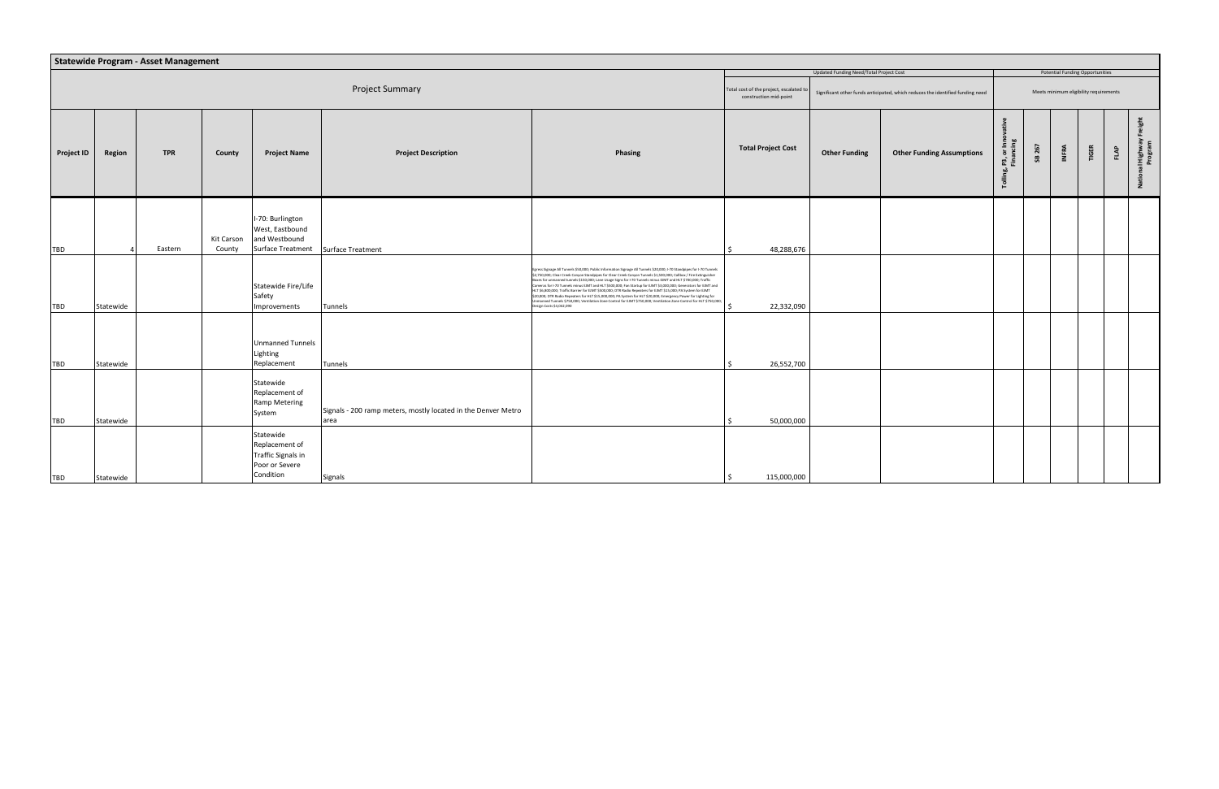## Statewide Program - Asset Management

| Project Summary | | | | | | | Total cost of the project, escalated to construction mid-point | Updated Funding Need/Total Project Cost: Significant other funds anticipated, which reduces the identified funding need | | Potential Funding Opportunities: Meets minimum eligibility requirements | | | | | |
|---|---|---|---|---|---|---|---|---|---|---|---|---|---|---|---|
| **Project ID** | **Region** | **TPR** | **County** | **Project Name** | **Project Description** | **Phasing** | **Total Project Cost** | **Other Funding** | **Other Funding Assumptions** | **Tolling, P3, or Innovative Financing** | **SB 267** | **INFRA** | **TIGER** | **FLAP** | **National Highway Freight Program** |
| TBD | 4 | Eastern | Kit Carson County | I-70: Burlington West, Eastbound and Westbound Surface Treatment | Surface Treatment | | $ 48,288,676 | | | | | | | | |
| TBD | Statewide | | | Statewide Fire/Life Safety Improvements | Tunnels | Egress Signage All Tunnels $50,000; Public Information Signage All Tunnels $20,000; I-70 Standpipes for I-70 Tunnels $2,750,000; Clear Creek Canyon Standpipes for Clear Creek Canyon Tunnels $1,500,000; Callbox / Fire Extinguisher Niams for unmanned tunnels $150,000; Lane Usage Signs for I-70 Tunnels minus EJMT and HLT $780,000; Traffic Cameras for I-70 Tunnels minus EJMT and HLT $500,000; Fan Startup for EJMT $4,000,000; Generators for EJMT and HLT $4,800,000; Traffic Barrier for EJMT $400,000; DTR Radio Repeaters for EJMT $15,000; PA System for EJMT $20,000; DTR Radio Repeaters for HLT $15,000,000; PA System for HLT $20,000; Emergency Power for Lighting for Unmanned Tunnels $750,000; Ventilation Zone Control for EJMT $750,000; Ventilation Zone Control for HLT $750,000; Design Costs $4,032,090 | $ 22,332,090 | | | | | | | | |
| TBD | Statewide | | | Unmanned Tunnels Lighting Replacement | Tunnels | | $ 26,552,700 | | | | | | | | |
| TBD | Statewide | | | Statewide Replacement of Ramp Metering System | Signals - 200 ramp meters, mostly located in the Denver Metro area | | $ 50,000,000 | | | | | | | | |
| TBD | Statewide | | | Statewide Replacement of Traffic Signals in Poor or Severe Condition | Signals | | $ 115,000,000 | | | | | | | | |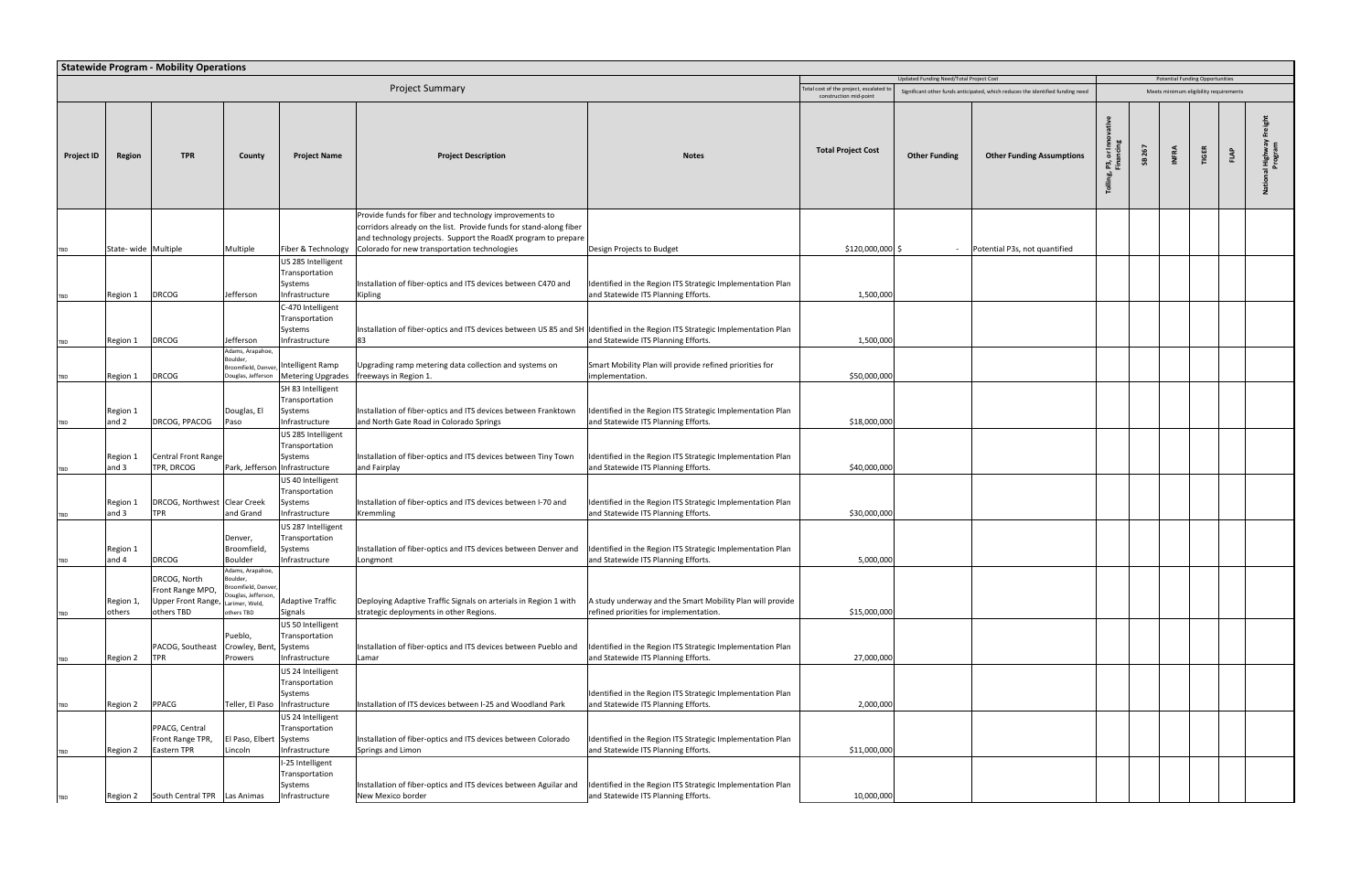## Statewide Program - Mobility Operations

| Project Summary | | | | | | | Total cost of the project, escalated to construction mid-point | Updated Funding Need/Total Project Cost — Significant other funds anticipated, which reduces the identified funding need | | Potential Funding Opportunities — Meets minimum eligibility requirements | | | | | |
|---|---|---|---|---|---|---|---|---|---|---|---|---|---|---|---|
| **Project ID** | **Region** | **TPR** | **County** | **Project Name** | **Project Description** | **Notes** | **Total Project Cost** | **Other Funding** | **Other Funding Assumptions** | **Tolling, P3, or Innovative Financing** | **SB 267** | **INFRA** | **TIGER** | **FLAP** | **National Highway Freight Program** |
| TBD | State- wide | Multiple | Multiple | Fiber & Technology | Provide funds for fiber and technology improvements to corridors already on the list. Provide funds for stand-along fiber and technology projects. Support the RoadX program to prepare Colorado for new transportation technologies | Design Projects to Budget | $120,000,000 | $ - | Potential P3s, not quantified | | | | | | |
| TBD | Region 1 | DRCOG | Jefferson | US 285 Intelligent Transportation Systems Infrastructure | Installation of fiber-optics and ITS devices between C470 and Kipling | Identified in the Region ITS Strategic Implementation Plan and Statewide ITS Planning Efforts. | 1,500,000 | | | | | | | | |
| TBD | Region 1 | DRCOG | Jefferson | C-470 Intelligent Transportation Systems Infrastructure | Installation of fiber-optics and ITS devices between US 85 and SH 83 | Identified in the Region ITS Strategic Implementation Plan and Statewide ITS Planning Efforts. | 1,500,000 | | | | | | | | |
| TBD | Region 1 | DRCOG | Adams, Arapahoe, Boulder, Broomfield, Denver, Douglas, Jefferson | Intelligent Ramp Metering Upgrades | Upgrading ramp metering data collection and systems on freeways in Region 1. | Smart Mobility Plan will provide refined priorities for implementation. | $50,000,000 | | | | | | | | |
| TBD | Region 1 and 2 | DRCOG, PPACOG | Douglas, El Paso | SH 83 Intelligent Transportation Systems Infrastructure | Installation of fiber-optics and ITS devices between Franktown and North Gate Road in Colorado Springs | Identified in the Region ITS Strategic Implementation Plan and Statewide ITS Planning Efforts. | $18,000,000 | | | | | | | | |
| TBD | Region 1 and 3 | Central Front Range TPR, DRCOG | Park, Jefferson | US 285 Intelligent Transportation Systems Infrastructure | Installation of fiber-optics and ITS devices between Tiny Town and Fairplay | Identified in the Region ITS Strategic Implementation Plan and Statewide ITS Planning Efforts. | $40,000,000 | | | | | | | | |
| TBD | Region 1 and 3 | DRCOG, Northwest TPR | Clear Creek and Grand | US 40 Intelligent Transportation Systems Infrastructure | Installation of fiber-optics and ITS devices between I-70 and Kremmling | Identified in the Region ITS Strategic Implementation Plan and Statewide ITS Planning Efforts. | $30,000,000 | | | | | | | | |
| TBD | Region 1 and 4 | DRCOG | Denver, Broomfield, Boulder | US 287 Intelligent Transportation Systems Infrastructure | Installation of fiber-optics and ITS devices between Denver and Longmont | Identified in the Region ITS Strategic Implementation Plan and Statewide ITS Planning Efforts. | 5,000,000 | | | | | | | | |
| TBD | Region 1, others | DRCOG, North Front Range MPO, Upper Front Range, others TBD | Adams, Arapahoe, Boulder, Broomfield, Denver, Douglas, Jefferson, Larimer, Weld, others TBD | Adaptive Traffic Signals | Deploying Adaptive Traffic Signals on arterials in Region 1 with strategic deployments in other Regions. | A study underway and the Smart Mobility Plan will provide refined priorities for implementation. | $15,000,000 | | | | | | | | |
| TBD | Region 2 | PACOG, Southeast TPR | Pueblo, Crowley, Bent, Prowers | US 50 Intelligent Transportation Systems Infrastructure | Installation of fiber-optics and ITS devices between Pueblo and Lamar | Identified in the Region ITS Strategic Implementation Plan and Statewide ITS Planning Efforts. | 27,000,000 | | | | | | | | |
| TBD | Region 2 | PPACG | Teller, El Paso | US 24 Intelligent Transportation Systems Infrastructure | Installation of ITS devices between I-25 and Woodland Park | Identified in the Region ITS Strategic Implementation Plan and Statewide ITS Planning Efforts. | 2,000,000 | | | | | | | | |
| TBD | Region 2 | PPACG, Central Front Range TPR, Eastern TPR | El Paso, Elbert Lincoln | US 24 Intelligent Transportation Systems Infrastructure | Installation of fiber-optics and ITS devices between Colorado Springs and Limon | Identified in the Region ITS Strategic Implementation Plan and Statewide ITS Planning Efforts. | $11,000,000 | | | | | | | | |
| TBD | Region 2 | South Central TPR | Las Animas | I-25 Intelligent Transportation Systems Infrastructure | Installation of fiber-optics and ITS devices between Aguilar and New Mexico border | Identified in the Region ITS Strategic Implementation Plan and Statewide ITS Planning Efforts. | 10,000,000 | | | | | | | | |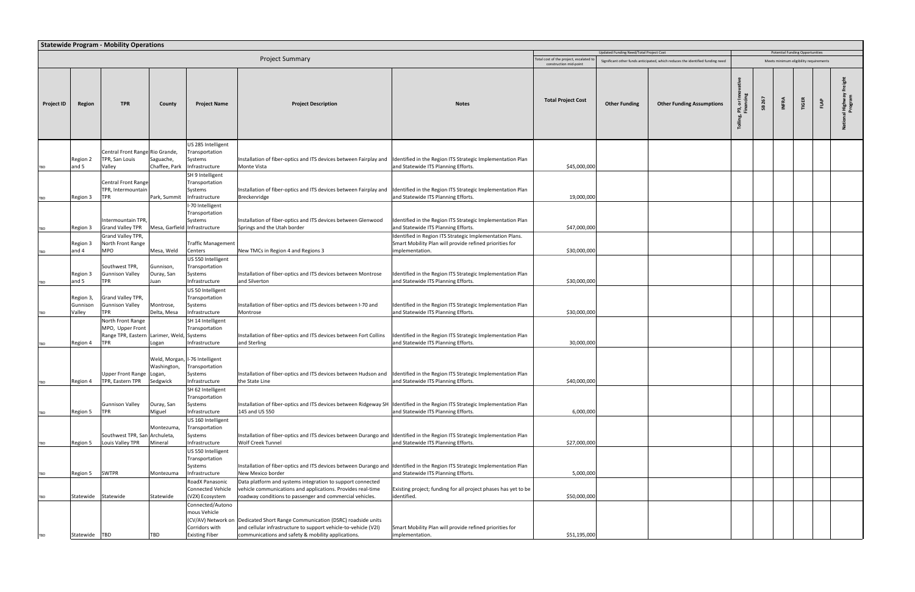## Statewide Program - Mobility Operations

| Project Summary | | | | | | | Total cost of the project, escalated to construction mid-point | Updated Funding Need/Total Project Cost | | Potential Funding Opportunities | | | | | |
|---|---|---|---|---|---|---|---|---|---|---|---|---|---|---|---|
| | | | | | | | | Significant other funds anticipated, which reduces the identified funding need | | Meets minimum eligibility requirements | | | | | |
| Project ID | Region | TPR | County | Project Name | Project Description | Notes | Total Project Cost | Other Funding | Other Funding Assumptions | Tolling, P3, or Innovative Financing | SB 267 | INFRA | TIGER | FLAP | National Highway Freight Program |
| TBD | Region 2 and 5 | Central Front Range TPR, San Louis Valley | Rio Grande, Saguache, Chaffee, Park | US 285 Intelligent Transportation Systems Infrastructure | Installation of fiber-optics and ITS devices between Fairplay and Monte Vista | Identified in the Region ITS Strategic Implementation Plan and Statewide ITS Planning Efforts. | $45,000,000 | | | | | | | | |
| TBD | Region 3 | Central Front Range TPR, Intermountain TPR | Park, Summit | SH 9 Intelligent Transportation Systems Infrastructure | Installation of fiber-optics and ITS devices between Fairplay and Breckenridge | Identified in the Region ITS Strategic Implementation Plan and Statewide ITS Planning Efforts. | 19,000,000 | | | | | | | | |
| TBD | Region 3 | Intermountain TPR, Grand Valley TPR | Mesa, Garfield | I-70 Intelligent Transportation Systems Infrastructure | Installation of fiber-optics and ITS devices between Glenwood Springs and the Utah border | Identified in the Region ITS Strategic Implementation Plan and Statewide ITS Planning Efforts. | $47,000,000 | | | | | | | | |
| TBD | Region 3 and 4 | Grand Valley TPR, North Front Range MPO | Mesa, Weld | Traffic Management Centers | New TMCs in Region 4 and Regions 3 | Identified in Region ITS Strategic Implementation Plans. Smart Mobility Plan will provide refined priorities for implementation. | $30,000,000 | | | | | | | | |
| TBD | Region 3 and 5 | Southwest TPR, Gunnison Valley TPR | Gunnison, Ouray, San Juan | US 550 Intelligent Transportation Systems Infrastructure | Installation of fiber-optics and ITS devices between Montrose and Silverton | Identified in the Region ITS Strategic Implementation Plan and Statewide ITS Planning Efforts. | $30,000,000 | | | | | | | | |
| TBD | Region 3, Gunnison Valley | Grand Valley TPR, Gunnison Valley TPR | Montrose, Delta, Mesa | US 50 Intelligent Transportation Systems Infrastructure | Installation of fiber-optics and ITS devices between I-70 and Montrose | Identified in the Region ITS Strategic Implementation Plan and Statewide ITS Planning Efforts. | $30,000,000 | | | | | | | | |
| TBD | Region 4 | North Front Range MPO, Upper Front Range TPR, Eastern TPR | Larimer, Weld, Logan | SH 14 Intelligent Transportation Systems Infrastructure | Installation of fiber-optics and ITS devices between Fort Collins and Sterling | Identified in the Region ITS Strategic Implementation Plan and Statewide ITS Planning Efforts. | 30,000,000 | | | | | | | | |
| TBD | Region 4 | Upper Front Range TPR, Eastern TPR | Weld, Morgan, Washington, Logan, Sedgwick | I-76 Intelligent Transportation Systems Infrastructure | Installation of fiber-optics and ITS devices between Hudson and the State Line | Identified in the Region ITS Strategic Implementation Plan and Statewide ITS Planning Efforts. | $40,000,000 | | | | | | | | |
| TBD | Region 5 | Gunnison Valley TPR | Ouray, San Miguel | SH 62 Intelligent Transportation Systems Infrastructure | Installation of fiber-optics and ITS devices between Ridgeway SH 145 and US 550 | Identified in the Region ITS Strategic Implementation Plan and Statewide ITS Planning Efforts. | 6,000,000 | | | | | | | | |
| TBD | Region 5 | Southwest TPR, San Louis Valley TPR | Montezuma, Archuleta, Mineral | US 160 Intelligent Transportation Systems Infrastructure | Installation of fiber-optics and ITS devices between Durango and Wolf Creek Tunnel | Identified in the Region ITS Strategic Implementation Plan and Statewide ITS Planning Efforts. | $27,000,000 | | | | | | | | |
| TBD | Region 5 | SWTPR | Montezuma | US 550 Intelligent Transportation Systems Infrastructure | Installation of fiber-optics and ITS devices between Durango and New Mexico border | Identified in the Region ITS Strategic Implementation Plan and Statewide ITS Planning Efforts. | 5,000,000 | | | | | | | | |
| TBD | Statewide | Statewide | Statewide | RoadX Panasonic Connected Vehicle (V2X) Ecosystem | Data platform and systems integration to support connected vehicle communications and applications. Provides real-time roadway conditions to passenger and commercial vehicles. | Existing project; funding for all project phases has yet to be identified. | $50,000,000 | | | | | | | | |
| TBD | Statewide | TBD | TBD | Connected/Autonomous Vehicle (CV/AV) Network on Corridors with Existing Fiber | Dedicated Short Range Communication (DSRC) roadside units and cellular infrastructure to support vehicle-to-vehicle (V2I) communications and safety & mobility applications. | Smart Mobility Plan will provide refined priorities for implementation. | $51,195,000 | | | | | | | | |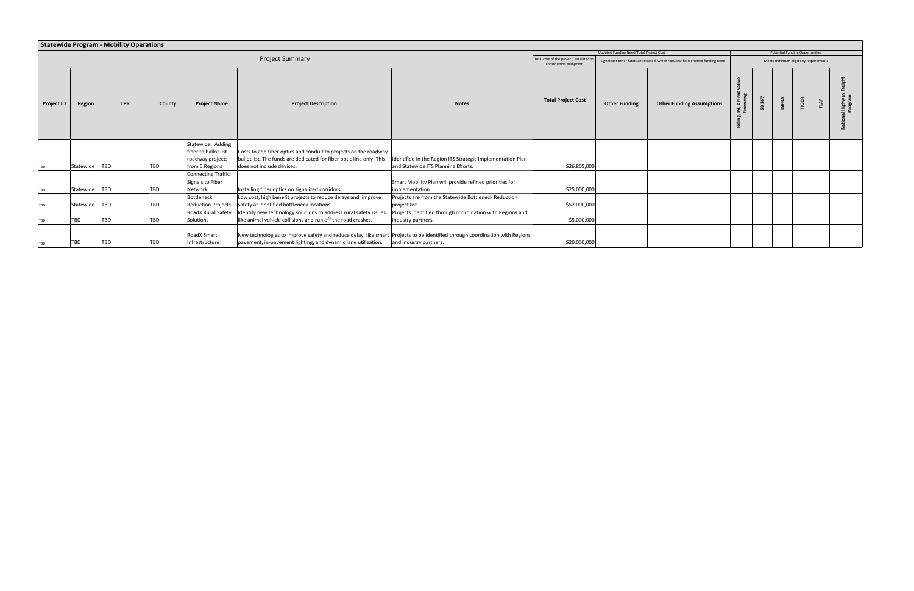## Statewide Program - Mobility Operations

| Project Summary | | | | | | | Total cost of the project, escalated to construction mid-point | Updated Funding Need/Total Project Cost<br>Significant other funds anticipated, which reduces the identified funding need | | Potential Funding Opportunities<br>Meets minimum eligibility requirements | | | | | |
|---|---|---|---|---|---|---|---|---|---|---|---|---|---|---|---|
| **Project ID** | **Region** | **TPR** | **County** | **Project Name** | **Project Description** | **Notes** | **Total Project Cost** | **Other Funding** | **Other Funding Assumptions** | **Tolling, P3, or Innovative Financing** | **SB 267** | **INFRA** | **TIGER** | **FLAP** | **National Highway Freight Program** |
| TBD | Statewide | TBD | TBD | Statewide: Adding fiber to ballot list roadway projects from 5 Regions | Costs to add fiber optics and conduit to projects on the roadway ballot list. The funds are dedicated for fiber optic line only. This does not include devices. | Identified in the Region ITS Strategic Implementation Plan and Statewide ITS Planning Efforts. | $26,805,000 | | | | | | | | |
| TBD | Statewide | TBD | TBD | Connecting Traffic Signals to Fiber Network | Installing fiber optics on signalized corridors. | Smart Mobility Plan will provide refined priorities for implementation. | $25,000,000 | | | | | | | | |
| TBD | Statewide | TBD | TBD | Bottleneck Reduction Projects | Low cost, high benefit projects to reduce delays and improve safety at identified bottleneck locations. | Projects are from the Statewide Bottleneck Reduction project list. | $52,000,000 | | | | | | | | |
| TBD | TBD | TBD | TBD | RoadX Rural Safety Solutions | Identify new technology solutions to address rural safety issues like animal vehicle collisions and run off the road crashes. | Projects identified through coordination with Regions and industry partners. | $5,000,000 | | | | | | | | |
| TBD | TBD | TBD | TBD | RoadX Smart Infrastructure | New technologies to improve safety and reduce delay, like smart pavement, in-pavement lighting, and dynamic lane utilization. | Projects to be identified through coordination with Regions and industry partners. | $20,000,000 | | | | | | | | |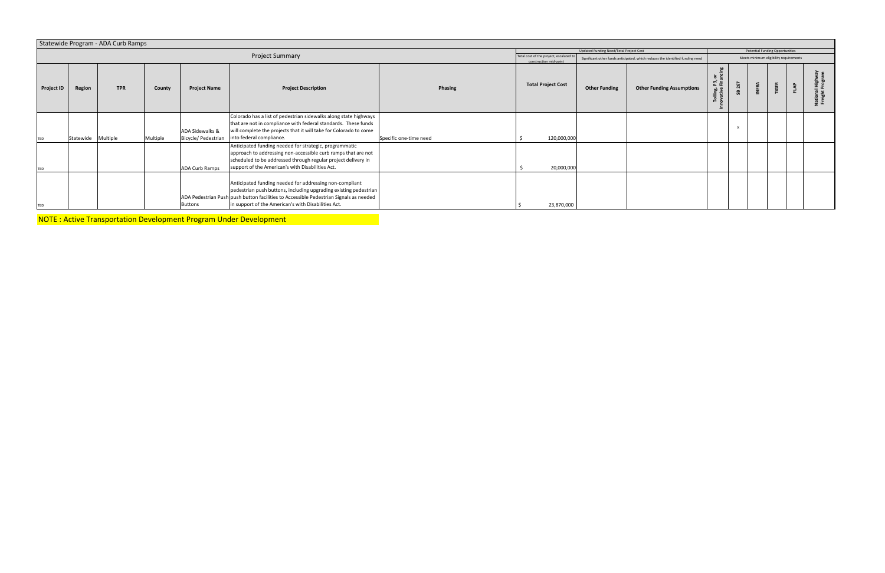## Statewide Program - ADA Curb Ramps

| Project Summary | | | | | | | Total cost of the project, escalated to construction mid-point | Updated Funding Need/Total Project Cost — Significant other funds anticipated, which reduces the identified funding need | | Potential Funding Opportunities — Meets minimum eligibility requirements | | | | | |
|---|---|---|---|---|---|---|---|---|---|---|---|---|---|---|---|
| **Project ID** | **Region** | **TPR** | **County** | **Project Name** | **Project Description** | **Phasing** | **Total Project Cost** | **Other Funding** | **Other Funding Assumptions** | **Tolling, P3, or Innovative Financing** | **SB 267** | **INFRA** | **TIGER** | **FLAP** | **National Highway Freight Program** |
| TBD | Statewide | Multiple | Multiple | ADA Sidewalks & Bicycle/ Pedestrian | Colorado has a list of pedestrian sidewalks along state highways that are not in compliance with federal standards. These funds will complete the projects that it will take for Colorado to come into federal compliance. | Specific one-time need | $ 120,000,000 | | | | x | | | | |
| TBD | | | | ADA Curb Ramps | Anticipated funding needed for strategic, programmatic approach to addressing non-accessible curb ramps that are not scheduled to be addressed through regular project delivery in support of the American's with Disabilities Act. | | $ 20,000,000 | | | | | | | | |
| TBD | | | | ADA Pedestrian Push Buttons | Anticipated funding needed for addressing non-compliant pedestrian push buttons, including upgrading existing pedestrian push button facilities to Accessible Pedestrian Signals as needed in support of the American's with Disabilities Act. | | $ 23,870,000 | | | | | | | | |

NOTE : Active Transportation Development Program Under Development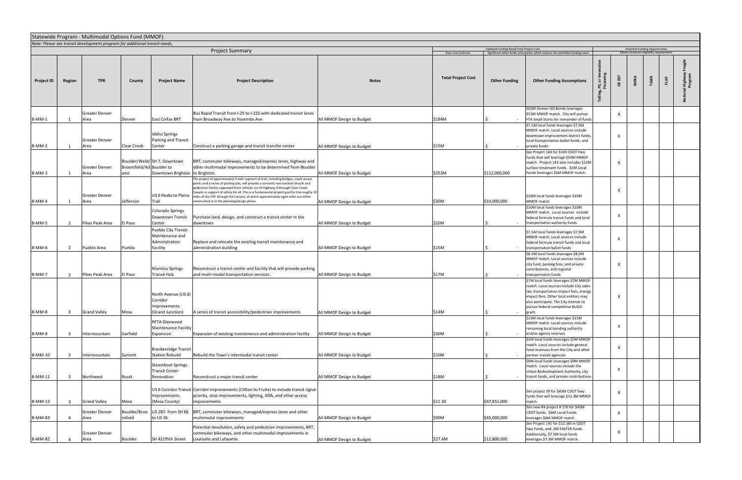## Statewide Program - Multimodal Options Fund (MMOF)

*Note: Please see transit development program for additional transit needs.*

| Project Summary | | | | | | | Base Cost Estimate | Updated Funding Need/Total Project Cost Significant other funds anticipated, which reduces the identified funding need | | Potential Funding Opportunities Meets minimum eligibility requirements | | | | | |
|---|---|---|---|---|---|---|---|---|---|---|---|---|---|---|---|
| **Project ID** | **Region** | **TPR** | **County** | **Project Name** | **Project Description** | **Notes** | **Total Project Cost** | **Other Funding** | **Other Funding Assumptions** | **Tolling, P3, or Innovative Financing** | **SB 267** | **INFRA** | **TIGER** | **FLAP** | **National Highway Freight Program** |
| B-MM-1 | 1 | Greater Denver Area | Denver | East Colfax BRT | Bus Rapid Transit from I-25 to I-225 with dedicated transit lanes from Broadway Ave to Yosemite Ave | All MMOF Design to Budget | $184M | $ - | $55M Denver GO Bonds leverages $55M MMOF match. City will pursue FTA Small Starts for remainder of funds | | X | | | | |
| B-MM-2 | 1 | Greater Denver Area | Clear Creek | Idaho Springs Parking and Transit Center | Construct a parking garage and transit transfer center | All MMOF Design to Budget | $15M | $ - | $7.5M local funds leverages $7.5M MMOF match. Local sources include downtown improvement district funds, local transportation ballot funds, and private funds. | | X | | | | |
| B-MM-3 | 1 | Greater Denver Area | Boulder/Weld/Broomfield/Adams | SH 7, Downtown Boulder to Downtown Brighton | BRT, commuter bikeways, managed/express lanes, highway and other multimodal improvements to be determined from Boulder to Brighton. | All MMOF Design to Budget | $352M | $112,000,000 | See Project 143 for $100 CDOT hwy funds that will leverage $50M MMOF match. Project 143 also includes $12M surface treatment funds. $5M Local Funds leverages $5M MMOF match. | | X | | | | |
| B-MM-4 | 1 | Greater Denver Area | Jefferson | US 6 Peaks to Plains Trail | The project of approximately 3-mile segment of trail, including bridges, creek access points and a series of parking lots, will provide a currently non-existent bicycle and pedestrian facility separated from vehicles on US Highway 6 through Clear Creek Canyon in support of safety for all. This is a fundamental project goal for the roughly 16 miles of the P2P through the Canyon, of which approximately eight miles are either constructed or in the planning/design phase. | All MMOF Design to Budget | $30M | $10,000,000 | $20M local funds leverages $10M MMOF match. | | X | | | | |
| B-MM-5 | 2 | Pikes Peak Area | El Paso | Colorado Springs Downtown Transit Center | Purchase land, design, and construct a transit center in the downtown | All MMOF Design to Budget | $20M | $ - | $10M local funds leverages $10M MMOF match. Local sources include federal formula transit funds and local transportation authority funds | | X | | | | |
| B-MM-6 | 2 | Pueblo Area | Pueblo | Pueblo City Transit Maintenance and Administration Facility | Replace and relocate the existing transit maintenance and administration building | All MMOF Design to Budget | $15M | $ - | $7.5M local funds leverages $7.5M MMOF match. Local sources include federal formula transit funds and local transportation ballot funds | | X | | | | |
| B-MM-7 | 2 | Pikes Peak Area | El Paso | Manitou Springs Transit Hub | Reconstruct a transit center and facility that will provide parking and multi-modal transportation services. | All MMOF Design to Budget | $17M | $ - | $8.5M local funds leverages $8.5M MMOF match. Local sources include city fund, parking fees, and private contributions, and regional transportation funds | | X | | | | |
| B-MM-8 | 3 | Grand Valley | Mesa | North Avenue (US 6) Corridor Improvements (Grand Junction) | A series of transit accessibility/pedestrian improvements | All MMOF Design to Budget | $14M | $ - | $7M local funds leverages $7M MMOF match. Local sources include City sales tax, transportation impact fees, energy impact fees. Other local entities may also participate. The City intends to pursue federal competitive BUILD grant. | | X | | | | |
| B-MM-9 | 3 | Intermountain | Garfield | RFTA Glenwood Maintenance Facility Expansion | Expansion of existing maintenance and administration facility | All MMOF Design to Budget | $30M | $ - | $15M local funds leverages $15M MMOF match. Local sources include remaining local bonding authority and/or agency reserves | | X | | | | |
| B-MM-10 | 3 | Intermountain | Summit | Breckenridge Transit Station Rebuild | Rebuild the Town's intermodal transit center | All MMOF Design to Budget | $10M | $ - | $5M local funds leverages $5M MMOF match. Local sources include general fund revenues from the City and other partner transit agencies | | X | | | | |
| B-MM-11 | 3 | Northwest | Routt | Steamboat Springs Transit Center Renovation | Reconstruct a major transit center | All MMOF Design to Budget | $18M | $ - | $9M local funds leverages $9M MMOF match. Local sources include the Urban Redevelopment Authority, city transit funds, and private contributions | | X | | | | |
| B-MM-12 | 3 | Grand Valley | Mesa | US 6 Corridor Transit Improvements (Mesa County) | Corridor improvements (Clifton to Fruita) to include transit signal priority, stop improvements, lighting, ADA, and other access improvements | | $11.30 | $47,651,000 | See project 39 for $43M CDOT hwy funds that will leverage $11.3M MMOF match | | X | | | | |
| B-MM-83 | 4 | Greater Denver Area | Boulder/Broomfield | US 287- from SH 66 to US 36 | BRT, commuter bikeways, managed/express lanes and other multimodal improvements | All MMOF Design to Budget | $90M | $45,000,000 | See new R4 project # 170 for $45M CDOT funds. $6M Local Funds leverages $6M MMOF match | | X | | | | |
| B-MM-82 | 4 | Greater Denver Area | Boulder | SH 42/95th Street | Potential devolution, safety and pedestrian improvements, BRT, commuter bikeways, and other multimodal improvements in Louisville and Lafayette. | All MMOF Design to Budget | $27.4M | $12,800,000 | See Project 141 for $12.3M in CDOT hwy funds and .5M FASTER funds. Additionally, $7.3M local funds leverages $7.3M MMOF match. | | X | | | | |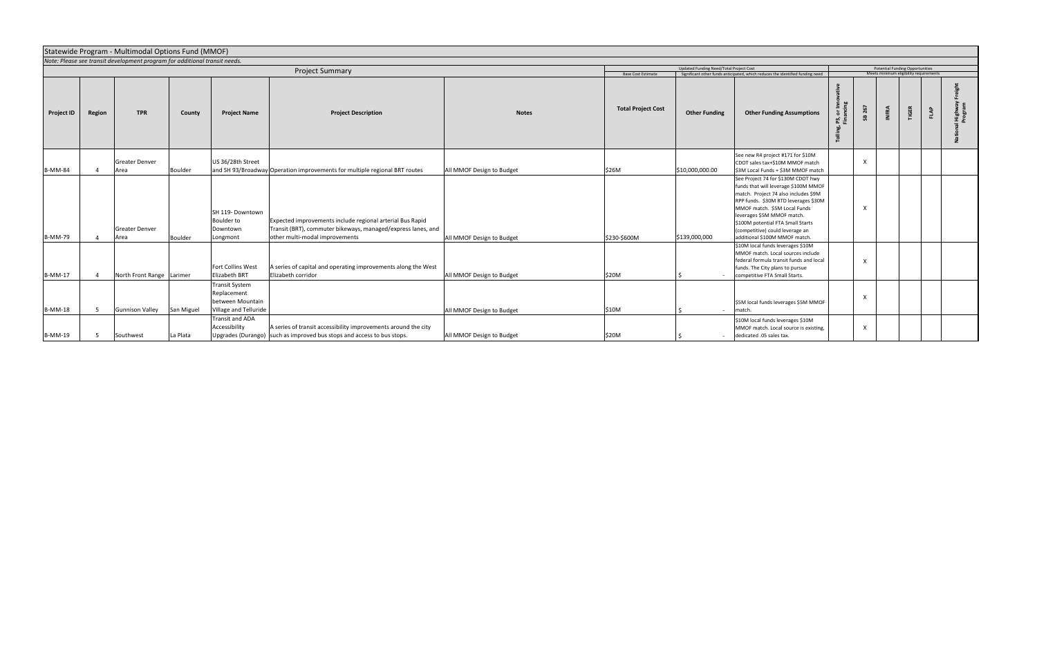## Statewide Program - Multimodal Options Fund (MMOF)

*Note: Please see transit development program for additional transit needs.*

| Project Summary | | | | | | | Base Cost Estimate | Updated Funding Need/Total Project Cost — Significant other funds anticipated, which reduces the identified funding need | | Potential Funding Opportunities — Meets minimum eligibility requirements | | | | | |
|---|---|---|---|---|---|---|---|---|---|---|---|---|---|---|---|
| **Project ID** | **Region** | **TPR** | **County** | **Project Name** | **Project Description** | **Notes** | **Total Project Cost** | **Other Funding** | **Other Funding Assumptions** | **Tolling, P3, or Innovative Financing** | **SB 267** | **INFRA** | **TIGER** | **FLAP** | **National Highway Freight Program** |
| B-MM-84 | 4 | Greater Denver Area | Boulder | US 36/28th Street and SH 93/Broadway | Operation improvements for multiple regional BRT routes | All MMOF Design to Budget | $26M | $10,000,000.00 | See new R4 project #171 for $10M CDOT sales tax+$10M MMOF match $3M Local Funds + $3M MMOF match | | X | | | | |
| B-MM-79 | 4 | Greater Denver Area | Boulder | SH 119- Downtown Boulder to Downtown Longmont | Expected improvements include regional arterial Bus Rapid Transit (BRT), commuter bikeways, managed/express lanes, and other multi-modal improvements | All MMOF Design to Budget | $230-$600M | $139,000,000 | See Project 74 for $130M CDOT hwy funds that will leverage $100M MMOF match. Project 74 also includes $9M RPP funds. $30M RTD leverages $30M MMOF match. $5M Local Funds leverages $5M MMOF match. $100M potential FTA Small Starts (competitive) could leverage an additional $100M MMOF match. | | X | | | | |
| B-MM-17 | 4 | North Front Range | Larimer | Fort Collins West Elizabeth BRT | A series of capital and operating improvements along the West Elizabeth corridor | All MMOF Design to Budget | $20M | $ - | $10M local funds leverages $10M MMOF match. Local sources include federal formula transit funds and local funds. The City plans to pursue competitive FTA Small Starts. | | X | | | | |
| B-MM-18 | 5 | Gunnison Valley | San Miguel | Transit System Replacement between Mountain Village and Telluride | | All MMOF Design to Budget | $10M | $ - | $5M local funds leverages $5M MMOF match. | | X | | | | |
| B-MM-19 | 5 | Southwest | La Plata | Transit and ADA Accessibility Upgrades (Durango) | A series of transit accessibility improvements around the city such as improved bus stops and access to bus stops. | All MMOF Design to Budget | $20M | $ - | $10M local funds leverages $10M MMOF match. Local source is existing, dedicated .05 sales tax. | | X | | | | |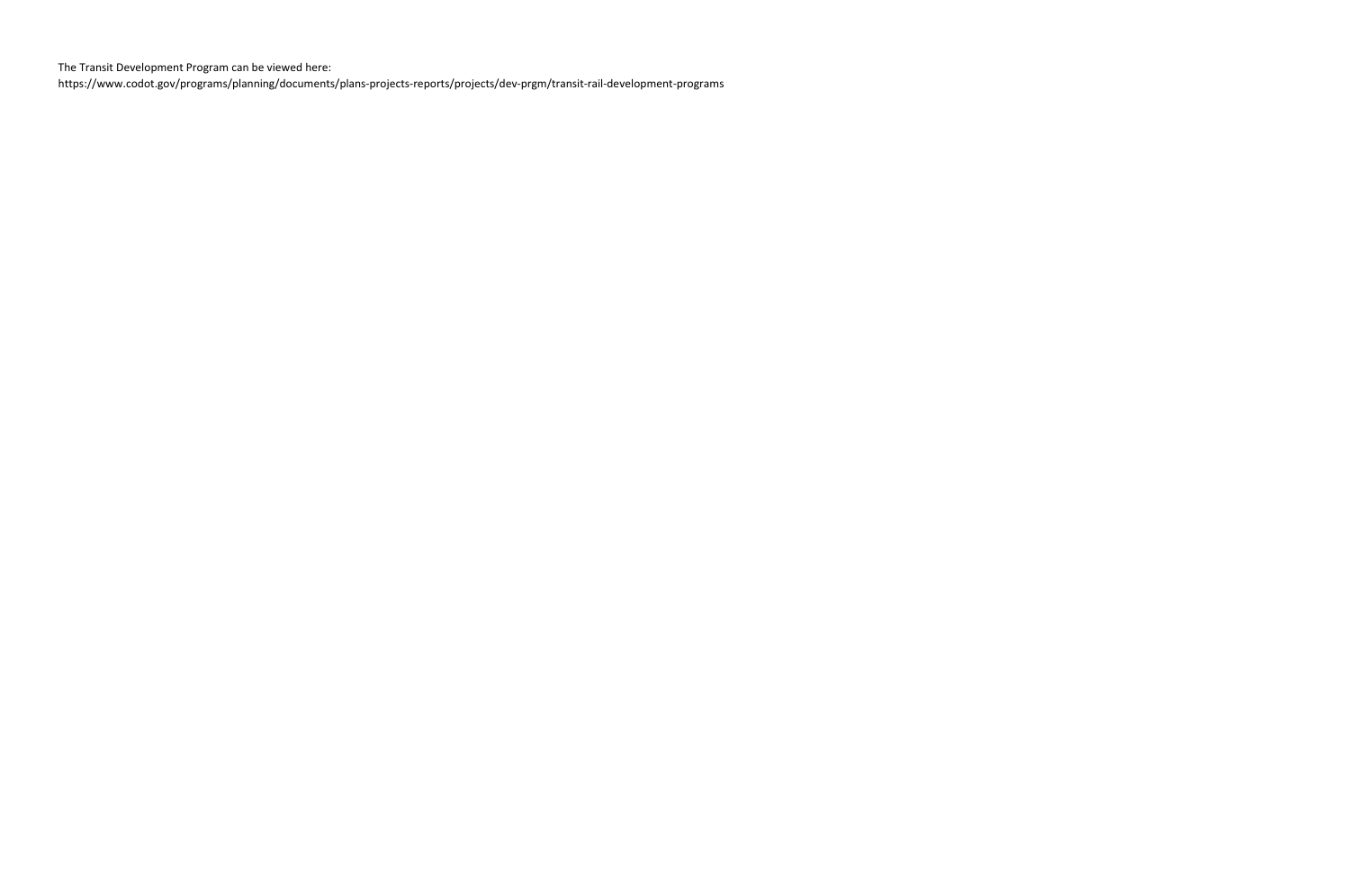The Transit Development Program can be viewed here:
https://www.codot.gov/programs/planning/documents/plans-projects-reports/projects/dev-prgm/transit-rail-development-programs